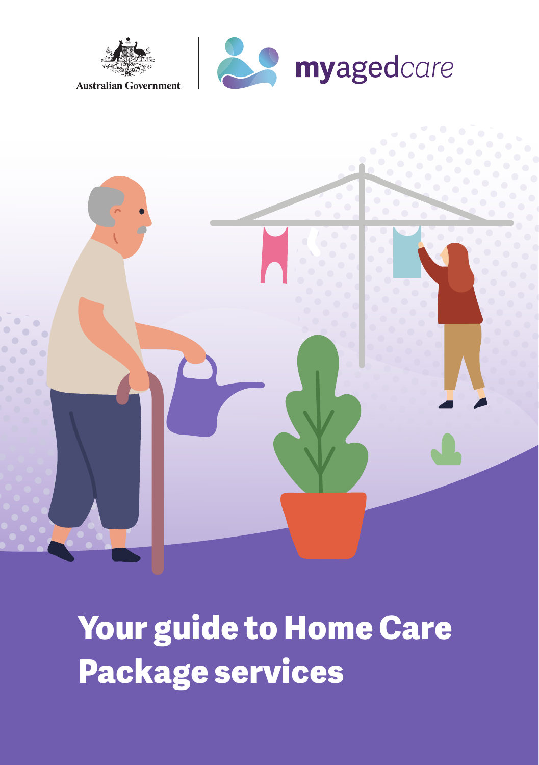Australian Government

myagedcare

# Your guide to Home Care Package services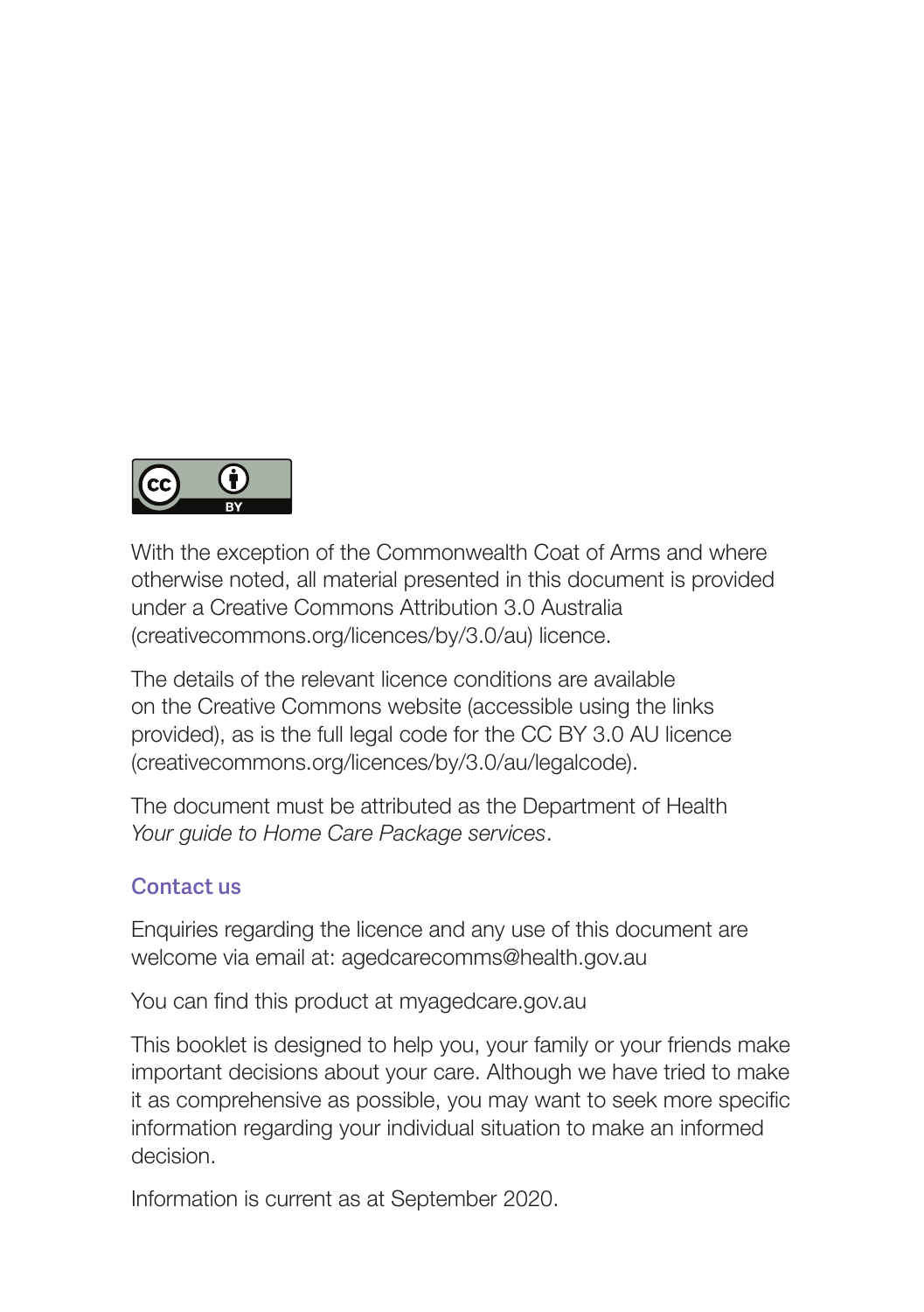With the exception of the Commonwealth Coat of Arms and where otherwise noted, all material presented in this document is provided under a Creative Commons Attribution 3.0 Australia (creativecommons.org/licences/by/3.0/au) licence.

The details of the relevant licence conditions are available on the Creative Commons website (accessible using the links provided), as is the full legal code for the CC BY 3.0 AU licence (creativecommons.org/licences/by/3.0/au/legalcode).

The document must be attributed as the Department of Health *Your guide to Home Care Package services*.

## Contact us

Enquiries regarding the licence and any use of this document are welcome via email at: agedcarecomms@health.gov.au

You can find this product at myagedcare.gov.au

This booklet is designed to help you, your family or your friends make important decisions about your care. Although we have tried to make it as comprehensive as possible, you may want to seek more specific information regarding your individual situation to make an informed decision.

Information is current as at September 2020.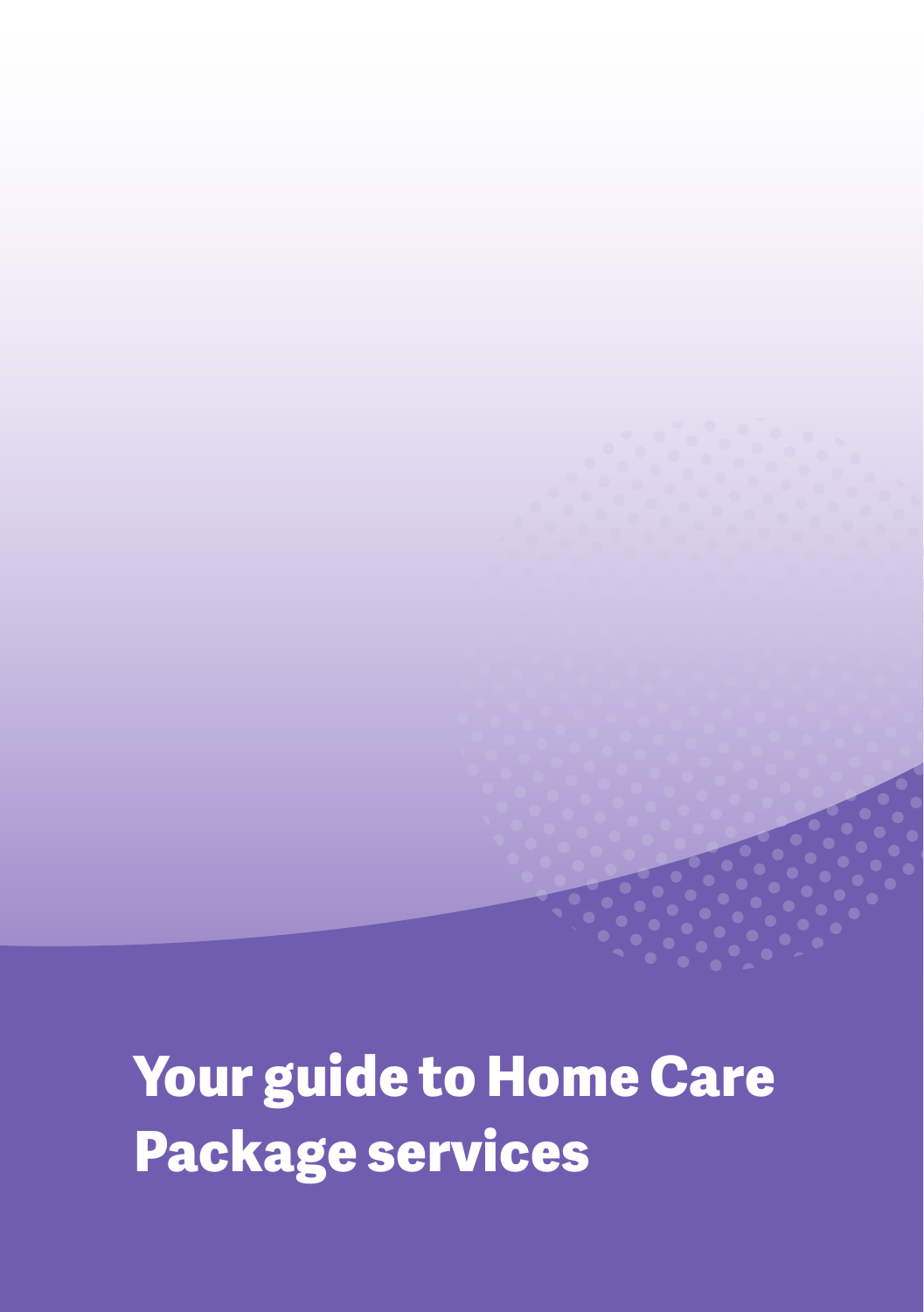# Your guide to Home Care Package services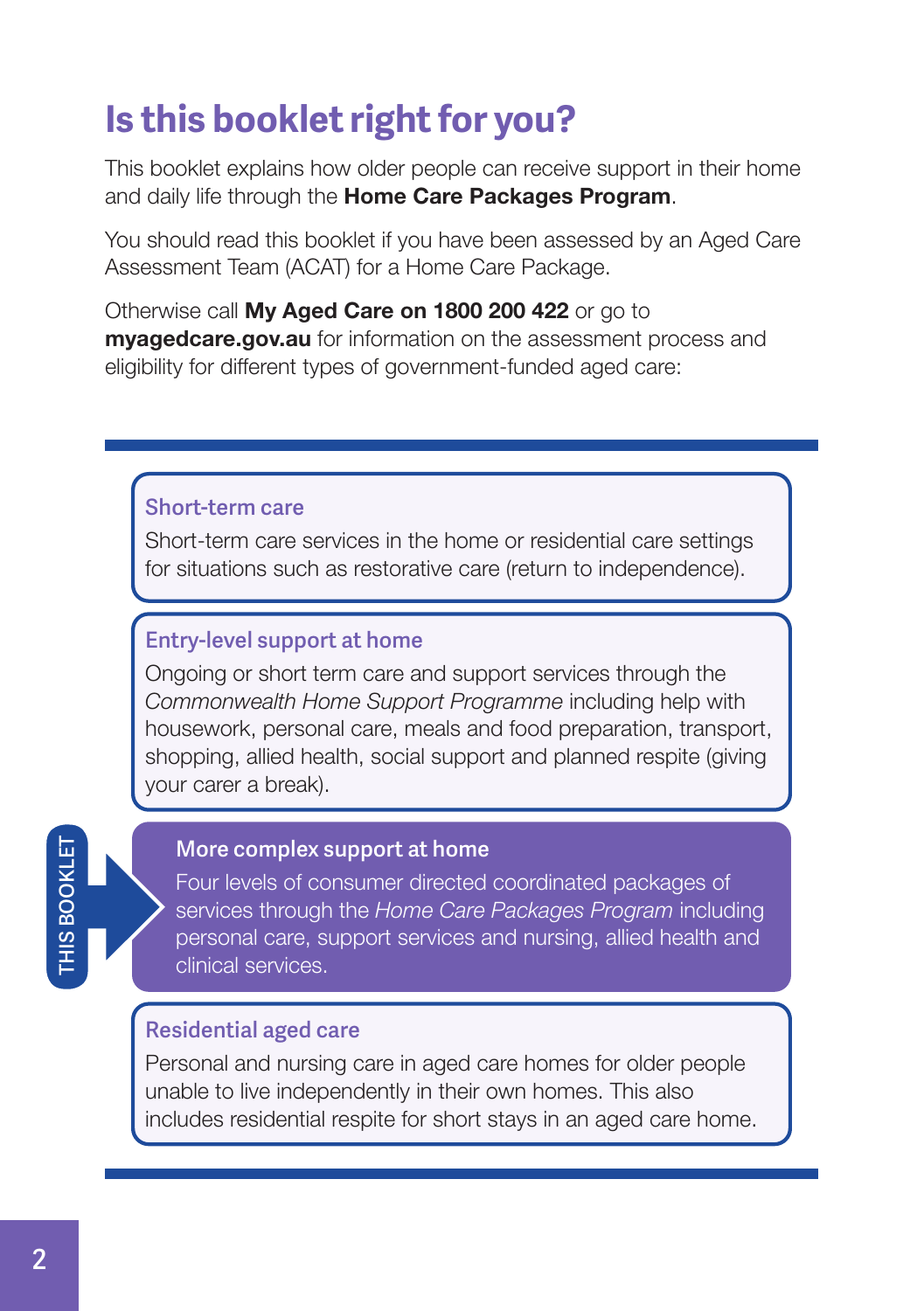# Is this booklet right for you?

This booklet explains how older people can receive support in their home and daily life through the **Home Care Packages Program**.

You should read this booklet if you have been assessed by an Aged Care Assessment Team (ACAT) for a Home Care Package.

Otherwise call **My Aged Care on 1800 200 422** or go to **myagedcare.gov.au** for information on the assessment process and eligibility for different types of government-funded aged care:

### Short-term care

Short-term care services in the home or residential care settings for situations such as restorative care (return to independence).

### Entry-level support at home

Ongoing or short term care and support services through the *Commonwealth Home Support Programme* including help with housework, personal care, meals and food preparation, transport, shopping, allied health, social support and planned respite (giving your carer a break).

THIS BOOKLET

### More complex support at home

Four levels of consumer directed coordinated packages of services through the *Home Care Packages Program* including personal care, support services and nursing, allied health and clinical services.

### Residential aged care

Personal and nursing care in aged care homes for older people unable to live independently in their own homes. This also includes residential respite for short stays in an aged care home.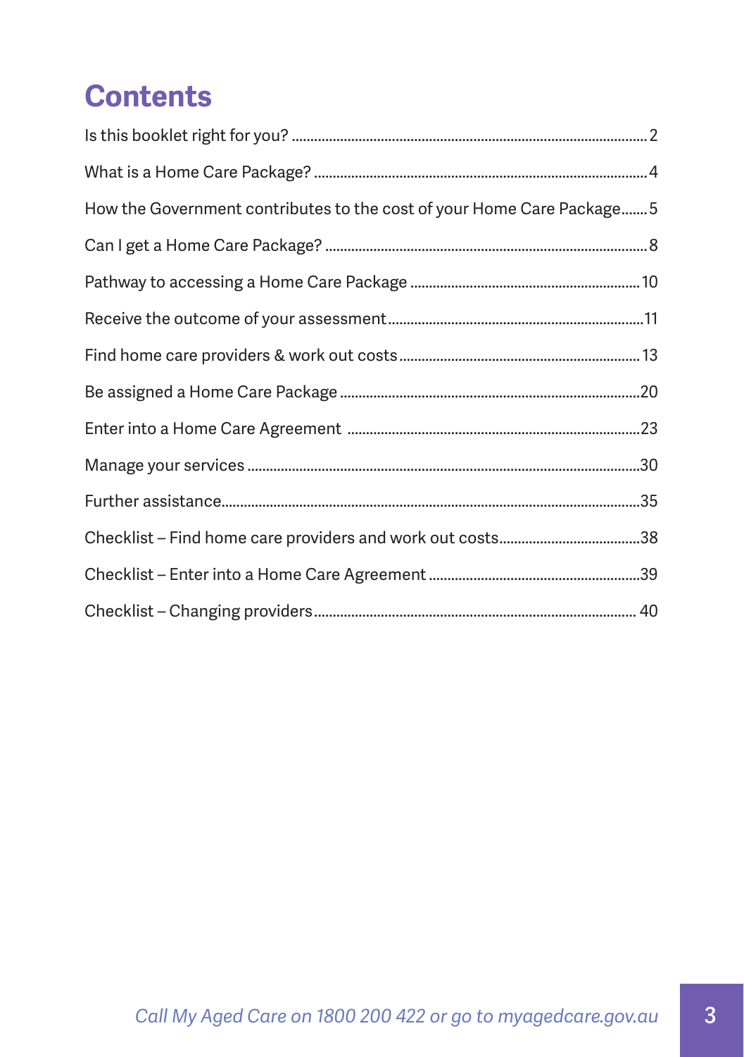# Contents

| | |
|---|---|
| Is this booklet right for you? | 2 |
| What is a Home Care Package? | 4 |
| How the Government contributes to the cost of your Home Care Package | 5 |
| Can I get a Home Care Package? | 8 |
| Pathway to accessing a Home Care Package | 10 |
| Receive the outcome of your assessment | 11 |
| Find home care providers & work out costs | 13 |
| Be assigned a Home Care Package | 20 |
| Enter into a Home Care Agreement | 23 |
| Manage your services | 30 |
| Further assistance | 35 |
| Checklist – Find home care providers and work out costs | 38 |
| Checklist – Enter into a Home Care Agreement | 39 |
| Checklist – Changing providers | 40 |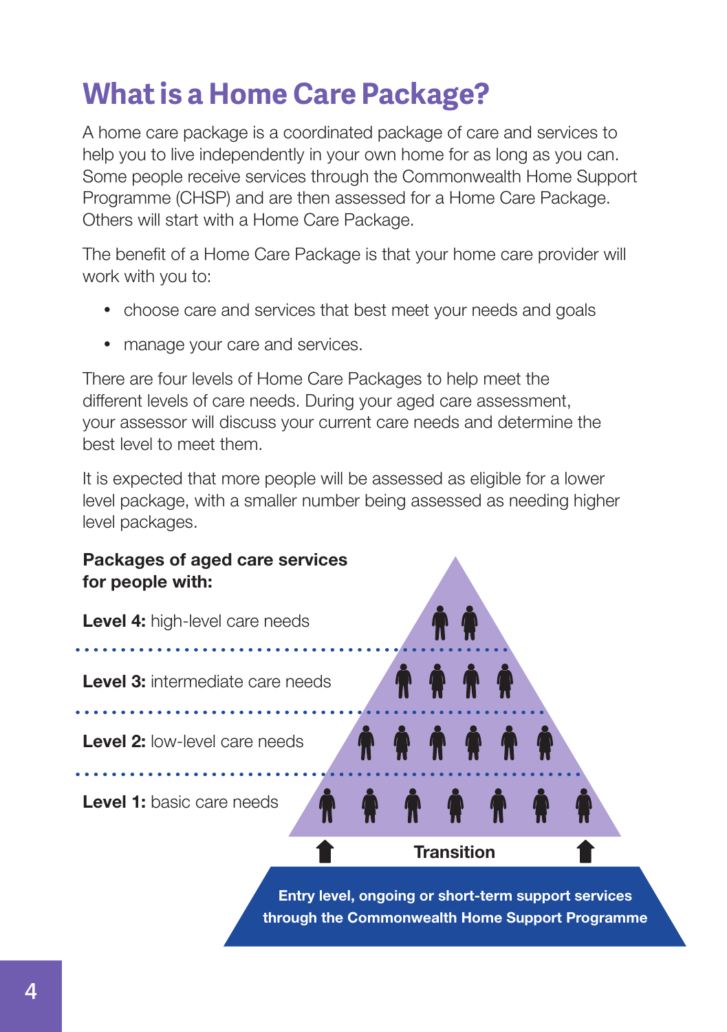# What is a Home Care Package?

A home care package is a coordinated package of care and services to help you to live independently in your own home for as long as you can. Some people receive services through the Commonwealth Home Support Programme (CHSP) and are then assessed for a Home Care Package. Others will start with a Home Care Package.

The benefit of a Home Care Package is that your home care provider will work with you to:

- choose care and services that best meet your needs and goals
- manage your care and services.

There are four levels of Home Care Packages to help meet the different levels of care needs. During your aged care assessment, your assessor will discuss your current care needs and determine the best level to meet them.

It is expected that more people will be assessed as eligible for a lower level package, with a smaller number being assessed as needing higher level packages.

**Packages of aged care services for people with:**

**Level 4:** high-level care needs

**Level 3:** intermediate care needs

**Level 2:** low-level care needs

**Level 1:** basic care needs

**Transition**

**Entry level, ongoing or short-term support services through the Commonwealth Home Support Programme**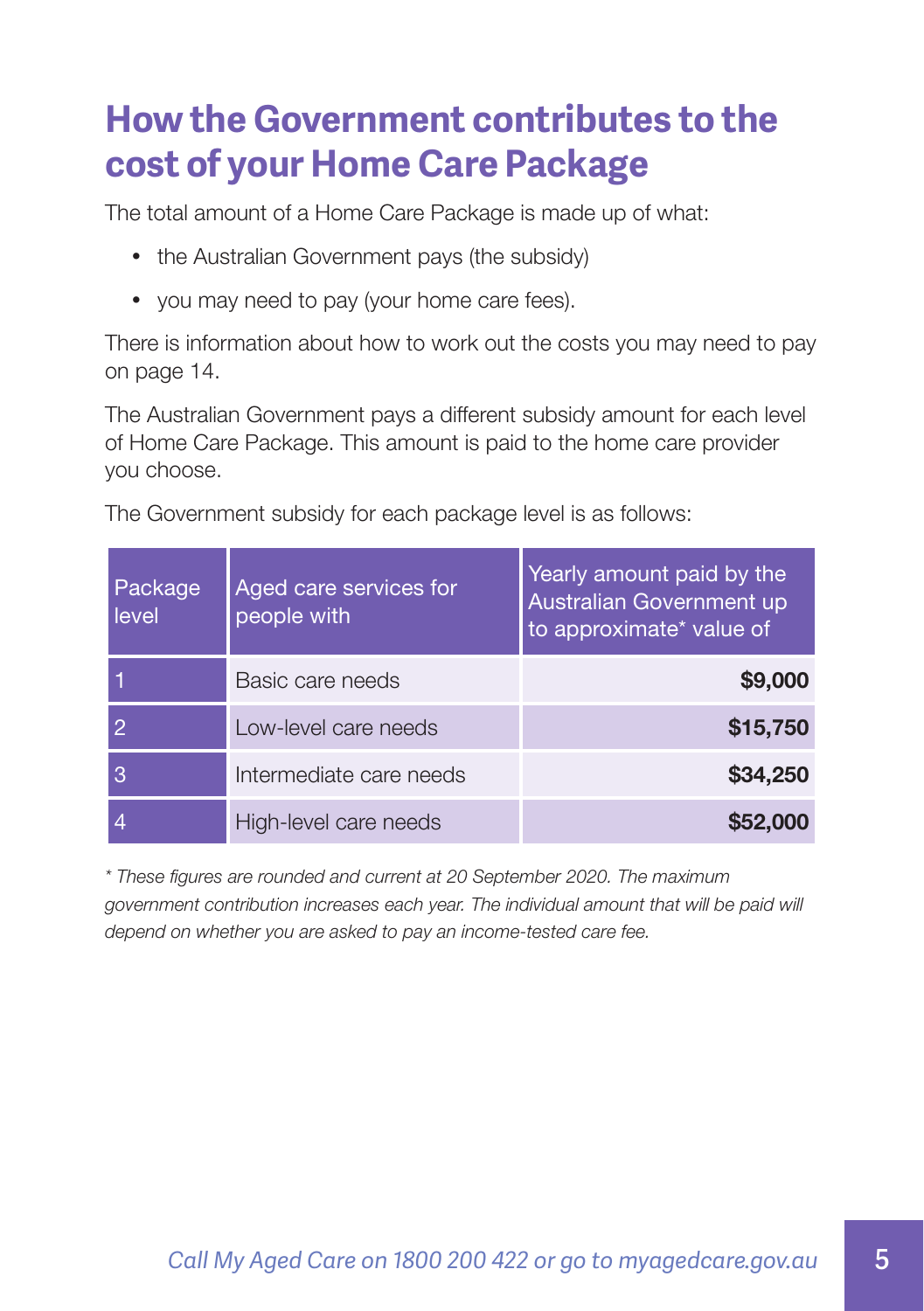# How the Government contributes to the cost of your Home Care Package

The total amount of a Home Care Package is made up of what:

- the Australian Government pays (the subsidy)
- you may need to pay (your home care fees).

There is information about how to work out the costs you may need to pay on page 14.

The Australian Government pays a different subsidy amount for each level of Home Care Package. This amount is paid to the home care provider you choose.

The Government subsidy for each package level is as follows:

| Package level | Aged care services for people with | Yearly amount paid by the Australian Government up to approximate* value of |
|---|---|---|
| 1 | Basic care needs | **$9,000** |
| 2 | Low-level care needs | **$15,750** |
| 3 | Intermediate care needs | **$34,250** |
| 4 | High-level care needs | **$52,000** |

*\* These figures are rounded and current at 20 September 2020. The maximum government contribution increases each year. The individual amount that will be paid will depend on whether you are asked to pay an income-tested care fee.*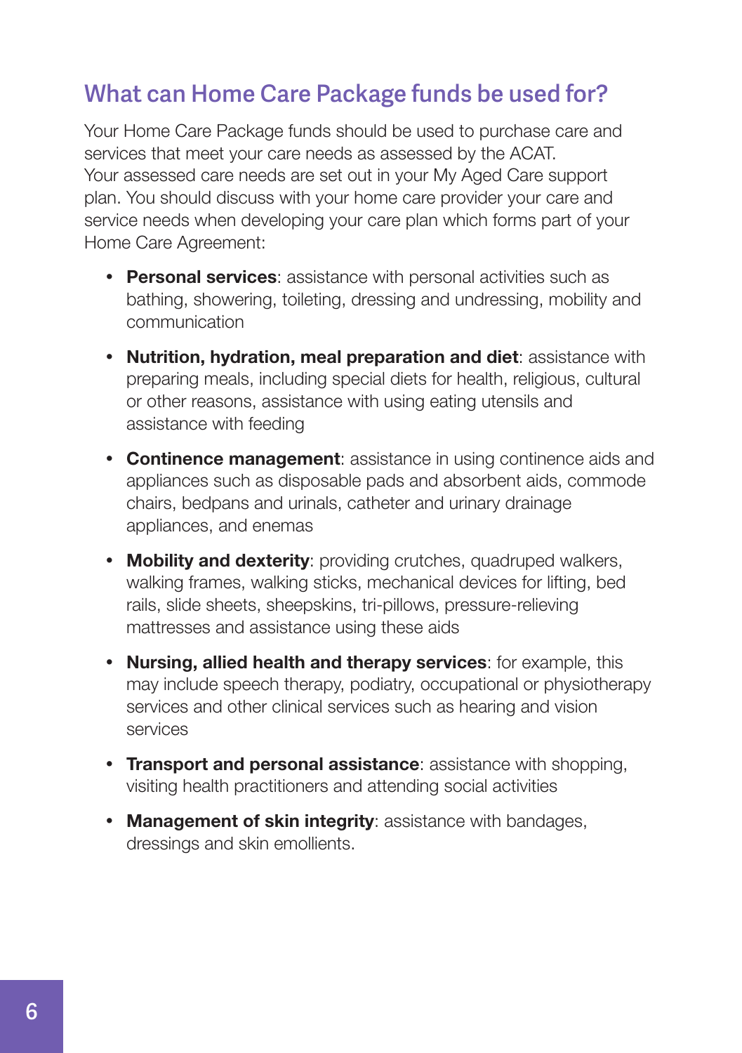## What can Home Care Package funds be used for?

Your Home Care Package funds should be used to purchase care and services that meet your care needs as assessed by the ACAT. Your assessed care needs are set out in your My Aged Care support plan. You should discuss with your home care provider your care and service needs when developing your care plan which forms part of your Home Care Agreement:

- **Personal services**: assistance with personal activities such as bathing, showering, toileting, dressing and undressing, mobility and communication
- **Nutrition, hydration, meal preparation and diet**: assistance with preparing meals, including special diets for health, religious, cultural or other reasons, assistance with using eating utensils and assistance with feeding
- **Continence management**: assistance in using continence aids and appliances such as disposable pads and absorbent aids, commode chairs, bedpans and urinals, catheter and urinary drainage appliances, and enemas
- **Mobility and dexterity**: providing crutches, quadruped walkers, walking frames, walking sticks, mechanical devices for lifting, bed rails, slide sheets, sheepskins, tri-pillows, pressure-relieving mattresses and assistance using these aids
- **Nursing, allied health and therapy services**: for example, this may include speech therapy, podiatry, occupational or physiotherapy services and other clinical services such as hearing and vision services
- **Transport and personal assistance**: assistance with shopping, visiting health practitioners and attending social activities
- **Management of skin integrity**: assistance with bandages, dressings and skin emollients.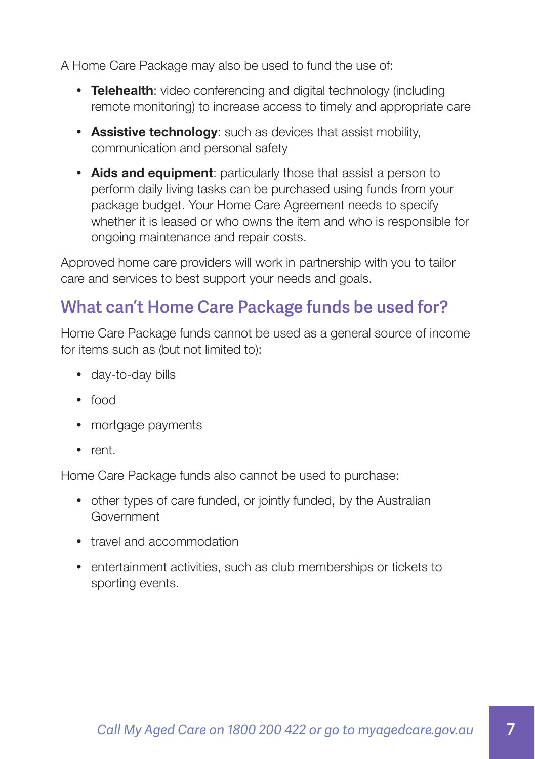A Home Care Package may also be used to fund the use of:

- **Telehealth**: video conferencing and digital technology (including remote monitoring) to increase access to timely and appropriate care
- **Assistive technology**: such as devices that assist mobility, communication and personal safety
- **Aids and equipment**: particularly those that assist a person to perform daily living tasks can be purchased using funds from your package budget. Your Home Care Agreement needs to specify whether it is leased or who owns the item and who is responsible for ongoing maintenance and repair costs.

Approved home care providers will work in partnership with you to tailor care and services to best support your needs and goals.

## What can't Home Care Package funds be used for?

Home Care Package funds cannot be used as a general source of income for items such as (but not limited to):

- day-to-day bills
- food
- mortgage payments
- rent.

Home Care Package funds also cannot be used to purchase:

- other types of care funded, or jointly funded, by the Australian Government
- travel and accommodation
- entertainment activities, such as club memberships or tickets to sporting events.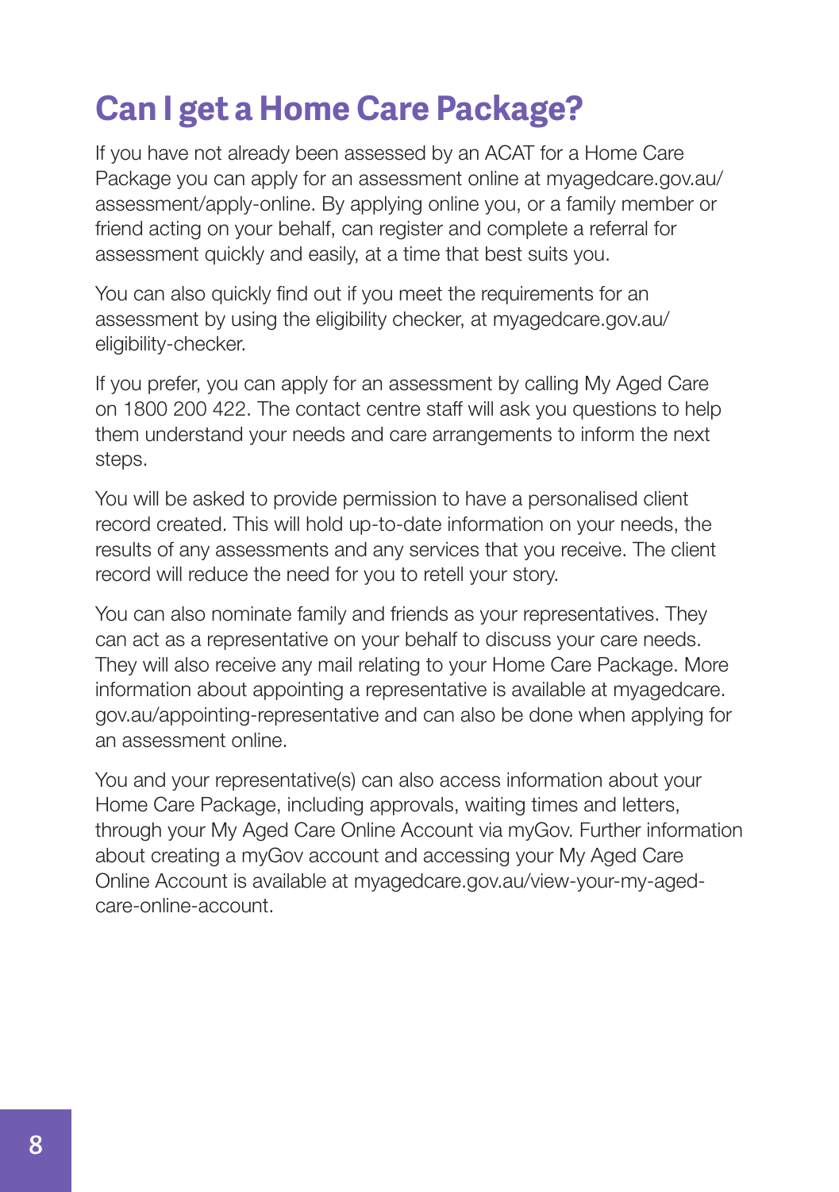# Can I get a Home Care Package?

If you have not already been assessed by an ACAT for a Home Care Package you can apply for an assessment online at myagedcare.gov.au/assessment/apply-online. By applying online you, or a family member or friend acting on your behalf, can register and complete a referral for assessment quickly and easily, at a time that best suits you.

You can also quickly find out if you meet the requirements for an assessment by using the eligibility checker, at myagedcare.gov.au/eligibility-checker.

If you prefer, you can apply for an assessment by calling My Aged Care on 1800 200 422. The contact centre staff will ask you questions to help them understand your needs and care arrangements to inform the next steps.

You will be asked to provide permission to have a personalised client record created. This will hold up-to-date information on your needs, the results of any assessments and any services that you receive. The client record will reduce the need for you to retell your story.

You can also nominate family and friends as your representatives. They can act as a representative on your behalf to discuss your care needs. They will also receive any mail relating to your Home Care Package. More information about appointing a representative is available at myagedcare.gov.au/appointing-representative and can also be done when applying for an assessment online.

You and your representative(s) can also access information about your Home Care Package, including approvals, waiting times and letters, through your My Aged Care Online Account via myGov. Further information about creating a myGov account and accessing your My Aged Care Online Account is available at myagedcare.gov.au/view-your-my-aged-care-online-account.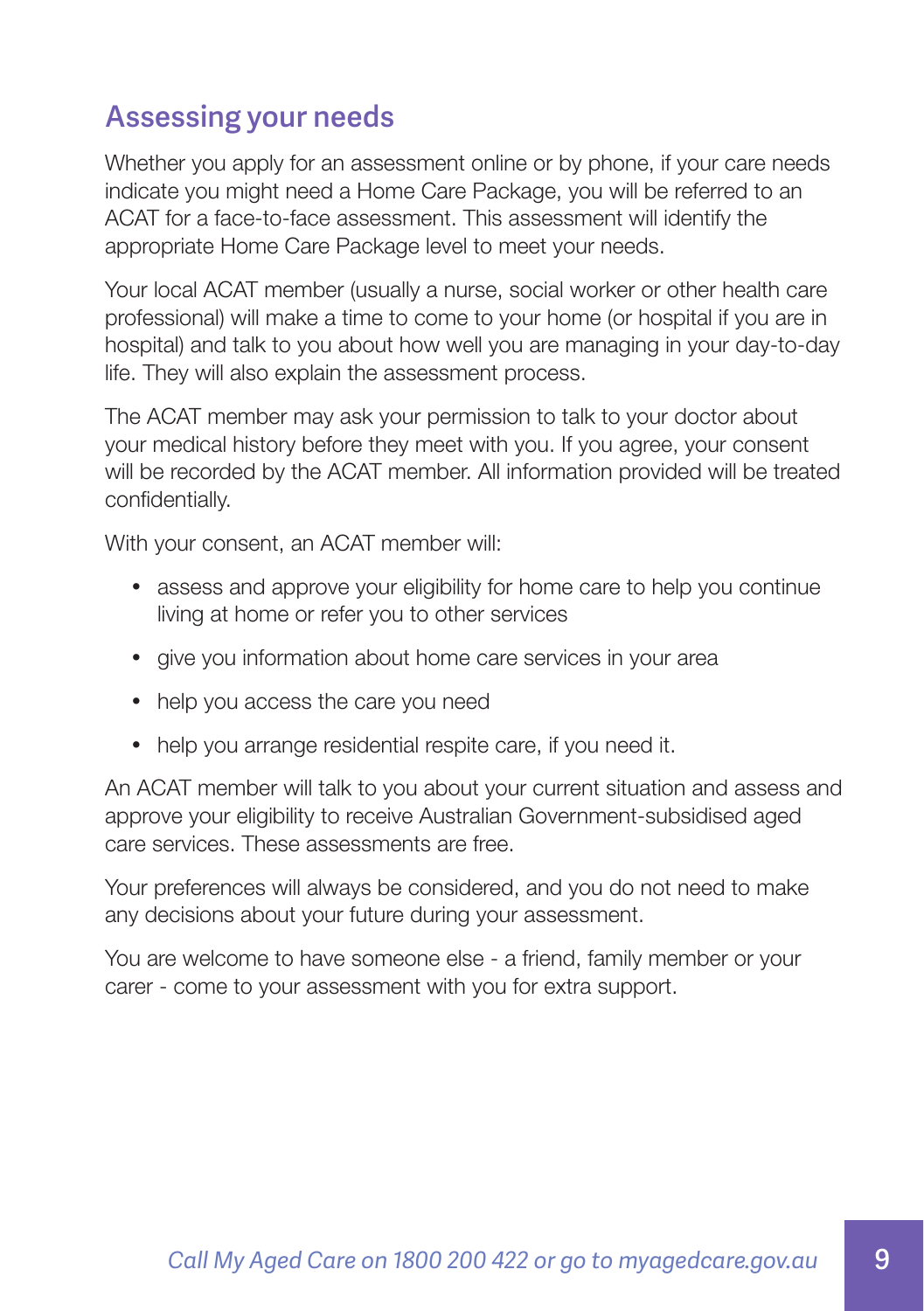## Assessing your needs

Whether you apply for an assessment online or by phone, if your care needs indicate you might need a Home Care Package, you will be referred to an ACAT for a face-to-face assessment. This assessment will identify the appropriate Home Care Package level to meet your needs.

Your local ACAT member (usually a nurse, social worker or other health care professional) will make a time to come to your home (or hospital if you are in hospital) and talk to you about how well you are managing in your day-to-day life. They will also explain the assessment process.

The ACAT member may ask your permission to talk to your doctor about your medical history before they meet with you. If you agree, your consent will be recorded by the ACAT member. All information provided will be treated confidentially.

With your consent, an ACAT member will:

- assess and approve your eligibility for home care to help you continue living at home or refer you to other services
- give you information about home care services in your area
- help you access the care you need
- help you arrange residential respite care, if you need it.

An ACAT member will talk to you about your current situation and assess and approve your eligibility to receive Australian Government-subsidised aged care services. These assessments are free.

Your preferences will always be considered, and you do not need to make any decisions about your future during your assessment.

You are welcome to have someone else - a friend, family member or your carer - come to your assessment with you for extra support.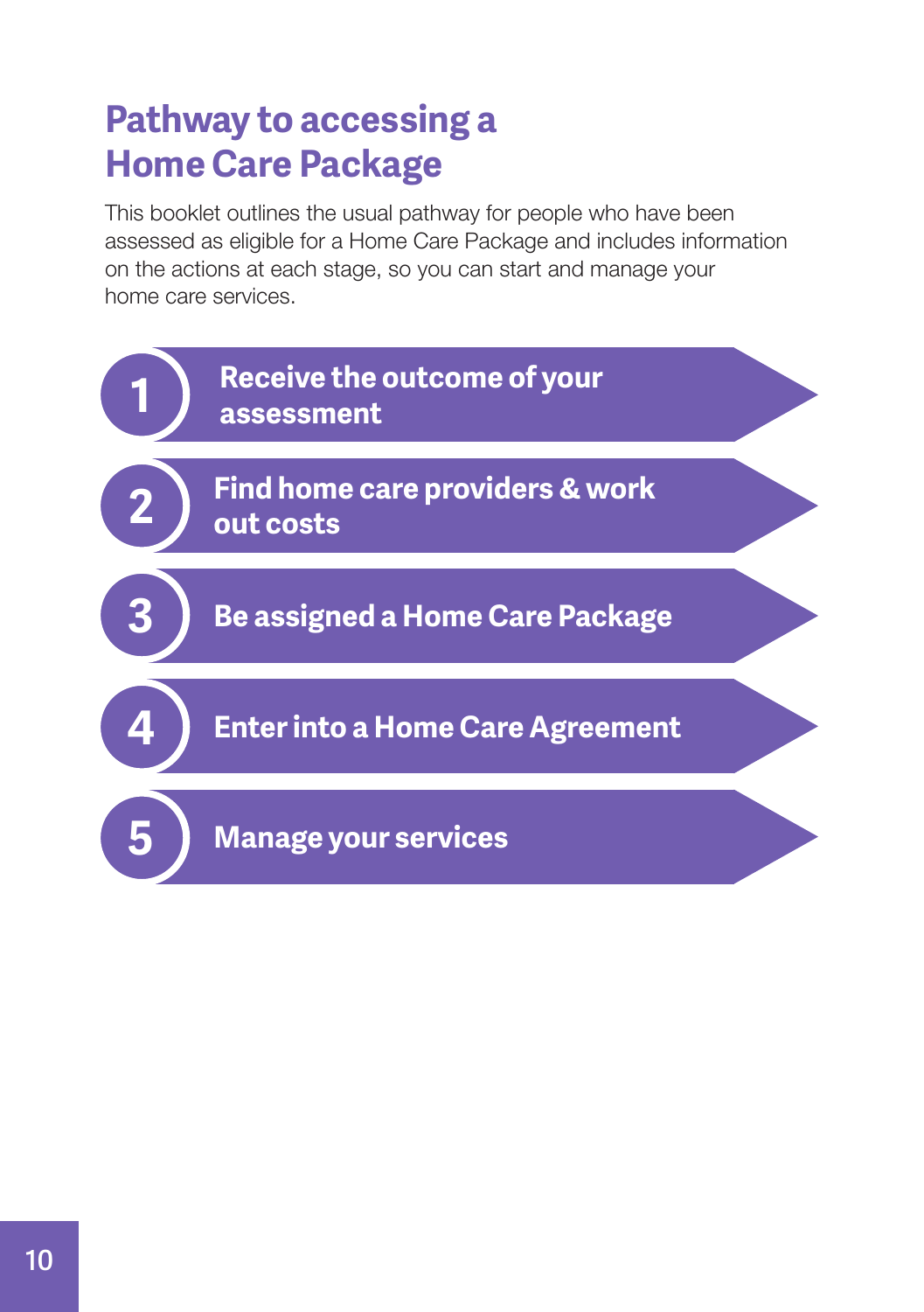# Pathway to accessing a Home Care Package

This booklet outlines the usual pathway for people who have been assessed as eligible for a Home Care Package and includes information on the actions at each stage, so you can start and manage your home care services.

1. **Receive the outcome of your assessment**
2. **Find home care providers & work out costs**
3. **Be assigned a Home Care Package**
4. **Enter into a Home Care Agreement**
5. **Manage your services**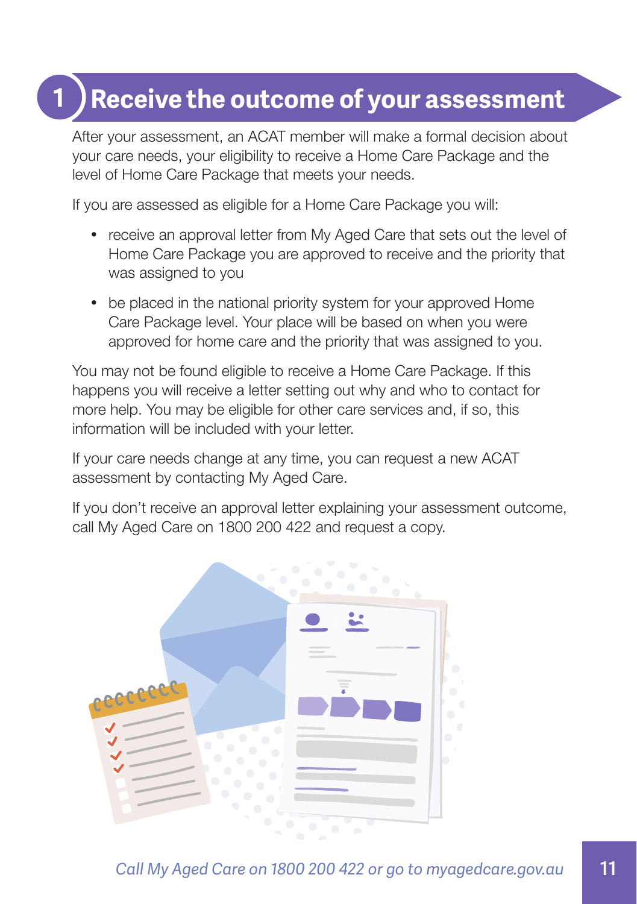# 1 Receive the outcome of your assessment

After your assessment, an ACAT member will make a formal decision about your care needs, your eligibility to receive a Home Care Package and the level of Home Care Package that meets your needs.

If you are assessed as eligible for a Home Care Package you will:

- receive an approval letter from My Aged Care that sets out the level of Home Care Package you are approved to receive and the priority that was assigned to you
- be placed in the national priority system for your approved Home Care Package level. Your place will be based on when you were approved for home care and the priority that was assigned to you.

You may not be found eligible to receive a Home Care Package. If this happens you will receive a letter setting out why and who to contact for more help. You may be eligible for other care services and, if so, this information will be included with your letter.

If your care needs change at any time, you can request a new ACAT assessment by contacting My Aged Care.

If you don't receive an approval letter explaining your assessment outcome, call My Aged Care on 1800 200 422 and request a copy.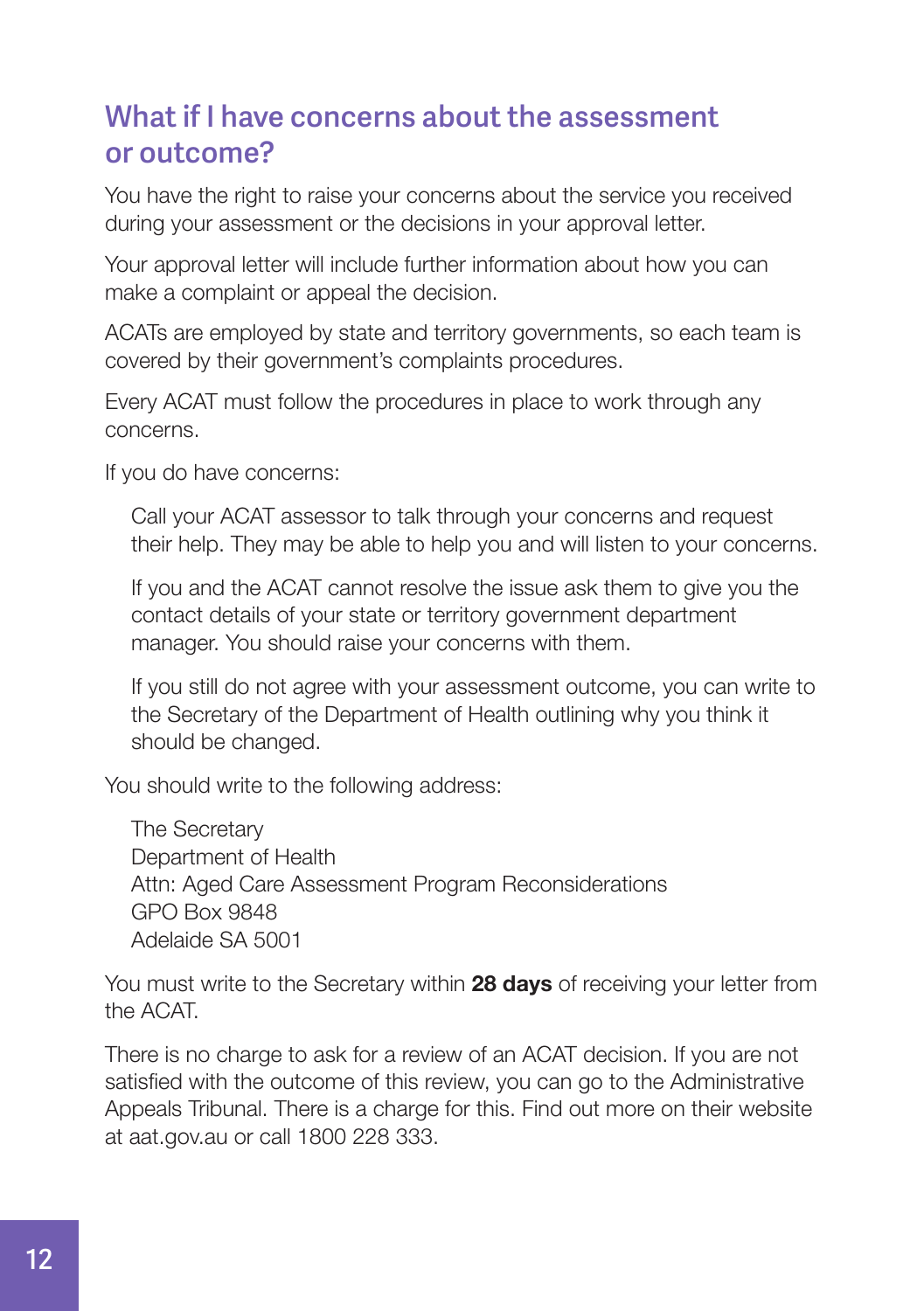## What if I have concerns about the assessment or outcome?

You have the right to raise your concerns about the service you received during your assessment or the decisions in your approval letter.

Your approval letter will include further information about how you can make a complaint or appeal the decision.

ACATs are employed by state and territory governments, so each team is covered by their government's complaints procedures.

Every ACAT must follow the procedures in place to work through any concerns.

If you do have concerns:

> Call your ACAT assessor to talk through your concerns and request their help. They may be able to help you and will listen to your concerns.
>
> If you and the ACAT cannot resolve the issue ask them to give you the contact details of your state or territory government department manager. You should raise your concerns with them.
>
> If you still do not agree with your assessment outcome, you can write to the Secretary of the Department of Health outlining why you think it should be changed.

You should write to the following address:

> The Secretary
> Department of Health
> Attn: Aged Care Assessment Program Reconsiderations
> GPO Box 9848
> Adelaide SA 5001

You must write to the Secretary within **28 days** of receiving your letter from the ACAT.

There is no charge to ask for a review of an ACAT decision. If you are not satisfied with the outcome of this review, you can go to the Administrative Appeals Tribunal. There is a charge for this. Find out more on their website at aat.gov.au or call 1800 228 333.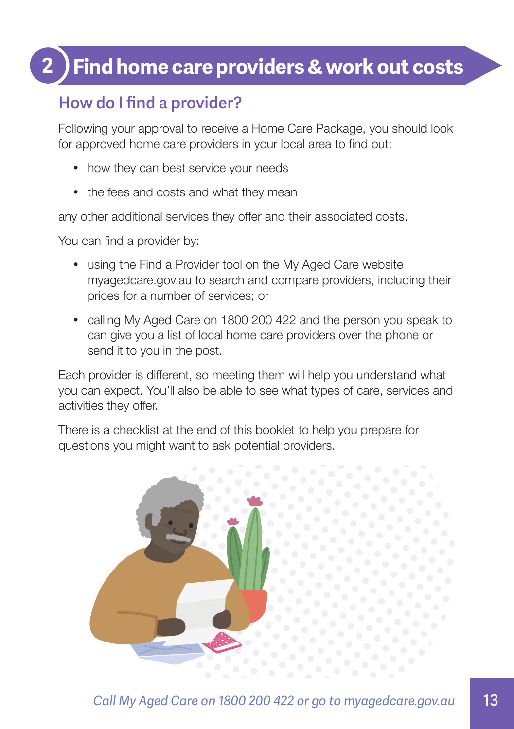# 2 Find home care providers & work out costs

## How do I find a provider?

Following your approval to receive a Home Care Package, you should look for approved home care providers in your local area to find out:

- how they can best service your needs
- the fees and costs and what they mean

any other additional services they offer and their associated costs.

You can find a provider by:

- using the Find a Provider tool on the My Aged Care website myagedcare.gov.au to search and compare providers, including their prices for a number of services; or
- calling My Aged Care on 1800 200 422 and the person you speak to can give you a list of local home care providers over the phone or send it to you in the post.

Each provider is different, so meeting them will help you understand what you can expect. You'll also be able to see what types of care, services and activities they offer.

There is a checklist at the end of this booklet to help you prepare for questions you might want to ask potential providers.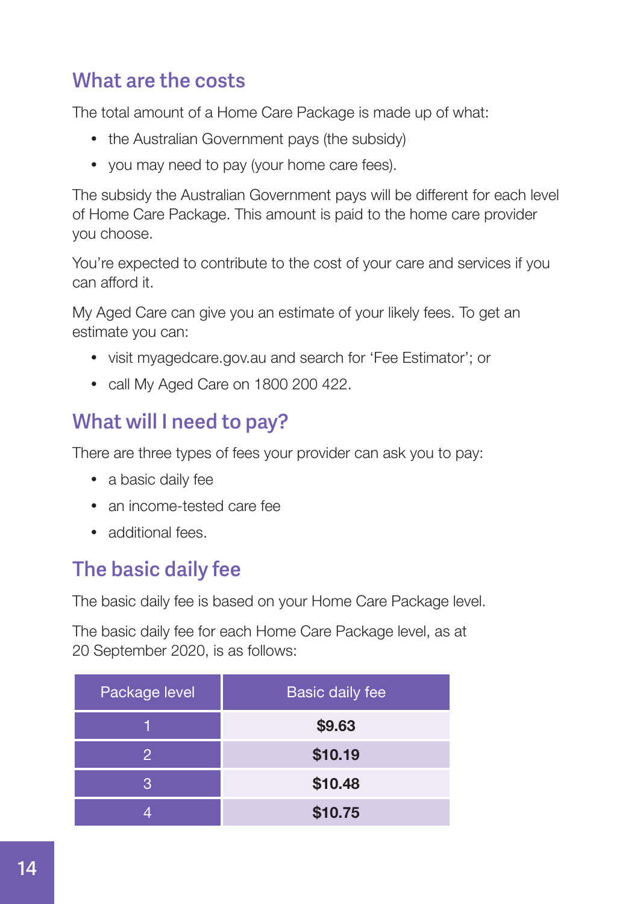## What are the costs

The total amount of a Home Care Package is made up of what:

- the Australian Government pays (the subsidy)
- you may need to pay (your home care fees).

The subsidy the Australian Government pays will be different for each level of Home Care Package. This amount is paid to the home care provider you choose.

You're expected to contribute to the cost of your care and services if you can afford it.

My Aged Care can give you an estimate of your likely fees. To get an estimate you can:

- visit myagedcare.gov.au and search for 'Fee Estimator'; or
- call My Aged Care on 1800 200 422.

## What will I need to pay?

There are three types of fees your provider can ask you to pay:

- a basic daily fee
- an income-tested care fee
- additional fees.

## The basic daily fee

The basic daily fee is based on your Home Care Package level.

The basic daily fee for each Home Care Package level, as at 20 September 2020, is as follows:

| Package level | Basic daily fee |
|---|---|
| 1 | **$9.63** |
| 2 | **$10.19** |
| 3 | **$10.48** |
| 4 | **$10.75** |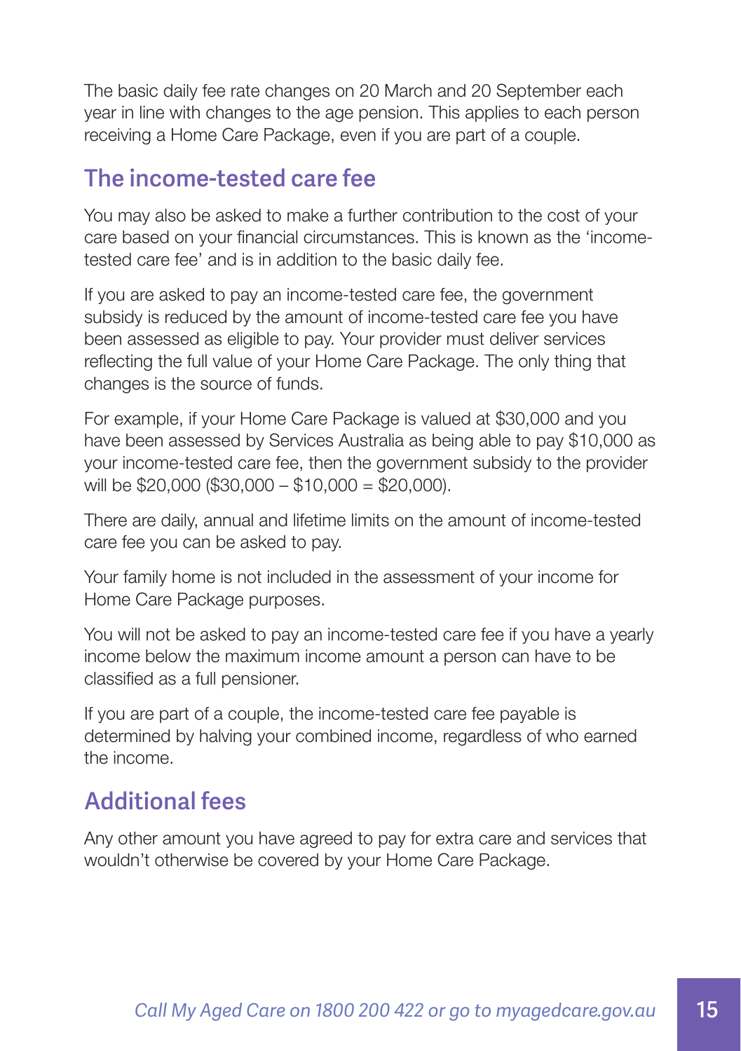The basic daily fee rate changes on 20 March and 20 September each year in line with changes to the age pension. This applies to each person receiving a Home Care Package, even if you are part of a couple.

## The income-tested care fee

You may also be asked to make a further contribution to the cost of your care based on your financial circumstances. This is known as the 'income-tested care fee' and is in addition to the basic daily fee.

If you are asked to pay an income-tested care fee, the government subsidy is reduced by the amount of income-tested care fee you have been assessed as eligible to pay. Your provider must deliver services reflecting the full value of your Home Care Package. The only thing that changes is the source of funds.

For example, if your Home Care Package is valued at $30,000 and you have been assessed by Services Australia as being able to pay $10,000 as your income-tested care fee, then the government subsidy to the provider will be $20,000 ($30,000 – $10,000 = $20,000).

There are daily, annual and lifetime limits on the amount of income-tested care fee you can be asked to pay.

Your family home is not included in the assessment of your income for Home Care Package purposes.

You will not be asked to pay an income-tested care fee if you have a yearly income below the maximum income amount a person can have to be classified as a full pensioner.

If you are part of a couple, the income-tested care fee payable is determined by halving your combined income, regardless of who earned the income.

## Additional fees

Any other amount you have agreed to pay for extra care and services that wouldn't otherwise be covered by your Home Care Package.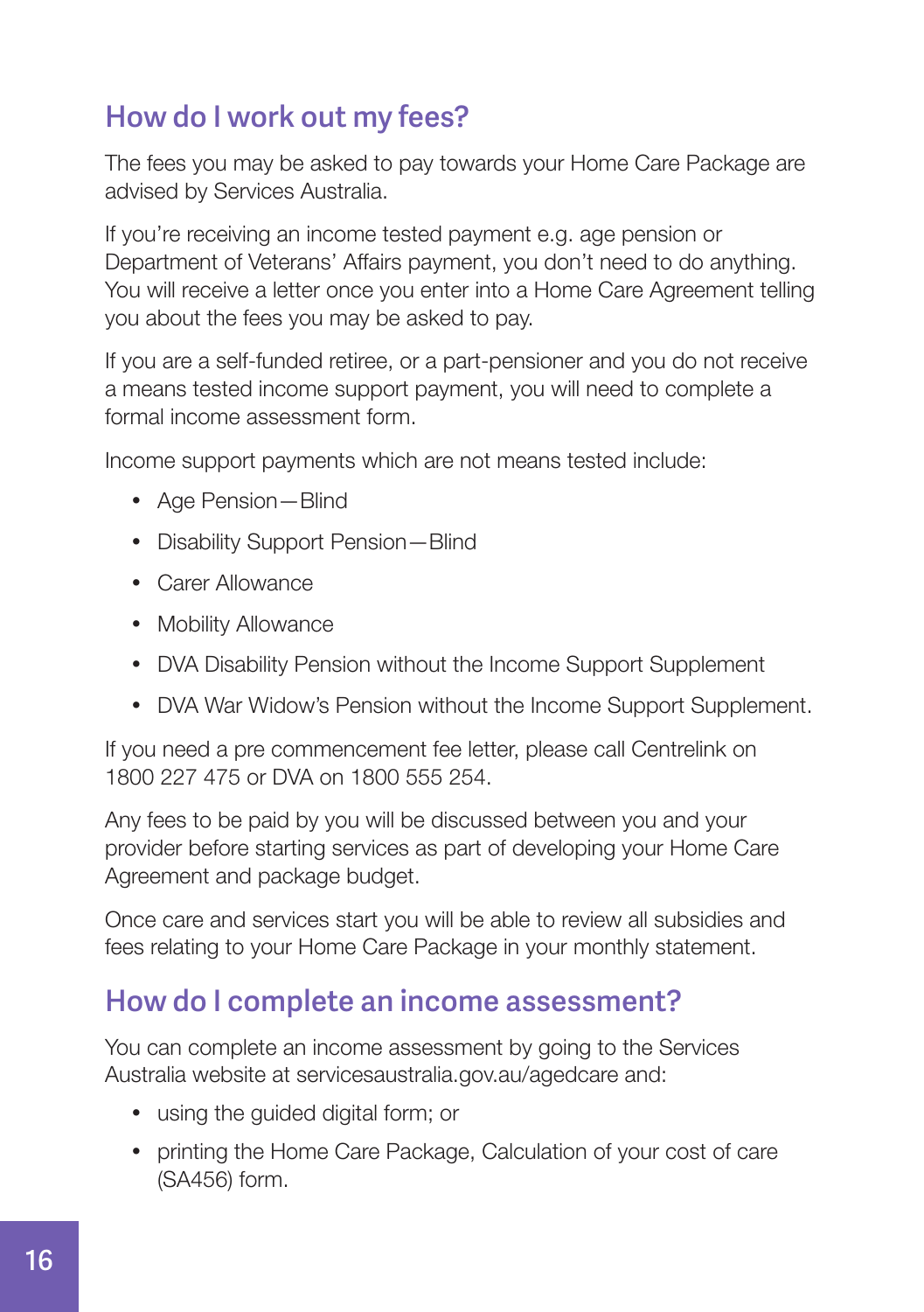## How do I work out my fees?

The fees you may be asked to pay towards your Home Care Package are advised by Services Australia.

If you're receiving an income tested payment e.g. age pension or Department of Veterans' Affairs payment, you don't need to do anything. You will receive a letter once you enter into a Home Care Agreement telling you about the fees you may be asked to pay.

If you are a self-funded retiree, or a part-pensioner and you do not receive a means tested income support payment, you will need to complete a formal income assessment form.

Income support payments which are not means tested include:

- Age Pension—Blind
- Disability Support Pension—Blind
- Carer Allowance
- Mobility Allowance
- DVA Disability Pension without the Income Support Supplement
- DVA War Widow's Pension without the Income Support Supplement.

If you need a pre commencement fee letter, please call Centrelink on 1800 227 475 or DVA on 1800 555 254.

Any fees to be paid by you will be discussed between you and your provider before starting services as part of developing your Home Care Agreement and package budget.

Once care and services start you will be able to review all subsidies and fees relating to your Home Care Package in your monthly statement.

## How do I complete an income assessment?

You can complete an income assessment by going to the Services Australia website at servicesaustralia.gov.au/agedcare and:

- using the guided digital form; or
- printing the Home Care Package, Calculation of your cost of care (SA456) form.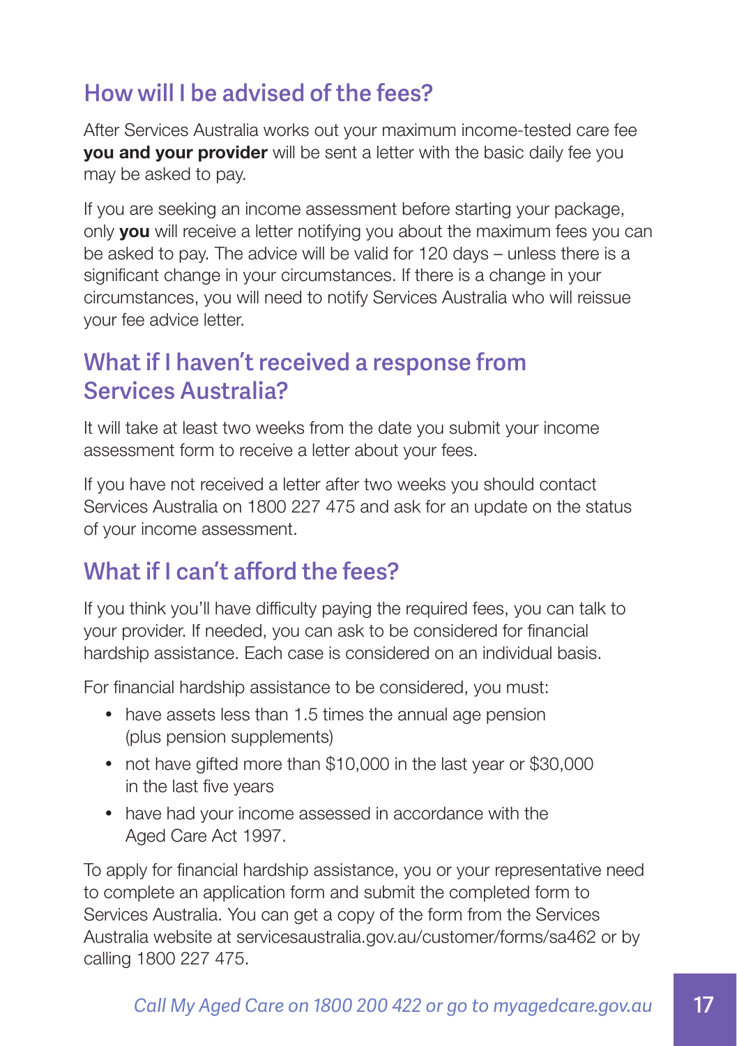## How will I be advised of the fees?

After Services Australia works out your maximum income-tested care fee **you and your provider** will be sent a letter with the basic daily fee you may be asked to pay.

If you are seeking an income assessment before starting your package, only **you** will receive a letter notifying you about the maximum fees you can be asked to pay. The advice will be valid for 120 days – unless there is a significant change in your circumstances. If there is a change in your circumstances, you will need to notify Services Australia who will reissue your fee advice letter.

## What if I haven't received a response from Services Australia?

It will take at least two weeks from the date you submit your income assessment form to receive a letter about your fees.

If you have not received a letter after two weeks you should contact Services Australia on 1800 227 475 and ask for an update on the status of your income assessment.

## What if I can't afford the fees?

If you think you'll have difficulty paying the required fees, you can talk to your provider. If needed, you can ask to be considered for financial hardship assistance. Each case is considered on an individual basis.

For financial hardship assistance to be considered, you must:

- have assets less than 1.5 times the annual age pension (plus pension supplements)
- not have gifted more than $10,000 in the last year or $30,000 in the last five years
- have had your income assessed in accordance with the Aged Care Act 1997.

To apply for financial hardship assistance, you or your representative need to complete an application form and submit the completed form to Services Australia. You can get a copy of the form from the Services Australia website at servicesaustralia.gov.au/customer/forms/sa462 or by calling 1800 227 475.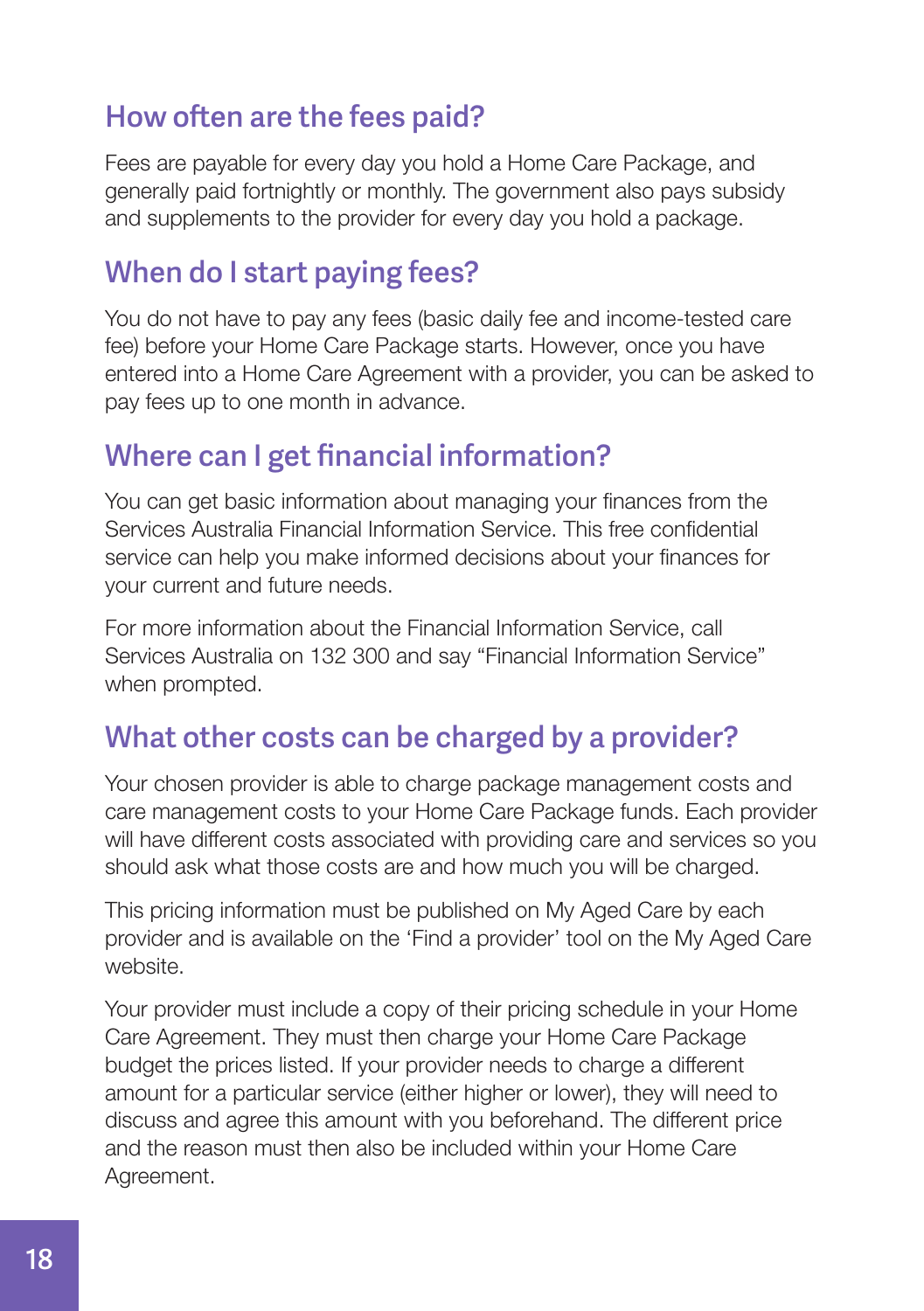## How often are the fees paid?

Fees are payable for every day you hold a Home Care Package, and generally paid fortnightly or monthly. The government also pays subsidy and supplements to the provider for every day you hold a package.

## When do I start paying fees?

You do not have to pay any fees (basic daily fee and income-tested care fee) before your Home Care Package starts. However, once you have entered into a Home Care Agreement with a provider, you can be asked to pay fees up to one month in advance.

## Where can I get financial information?

You can get basic information about managing your finances from the Services Australia Financial Information Service. This free confidential service can help you make informed decisions about your finances for your current and future needs.

For more information about the Financial Information Service, call Services Australia on 132 300 and say "Financial Information Service" when prompted.

## What other costs can be charged by a provider?

Your chosen provider is able to charge package management costs and care management costs to your Home Care Package funds. Each provider will have different costs associated with providing care and services so you should ask what those costs are and how much you will be charged.

This pricing information must be published on My Aged Care by each provider and is available on the 'Find a provider' tool on the My Aged Care website.

Your provider must include a copy of their pricing schedule in your Home Care Agreement. They must then charge your Home Care Package budget the prices listed. If your provider needs to charge a different amount for a particular service (either higher or lower), they will need to discuss and agree this amount with you beforehand. The different price and the reason must then also be included within your Home Care Agreement.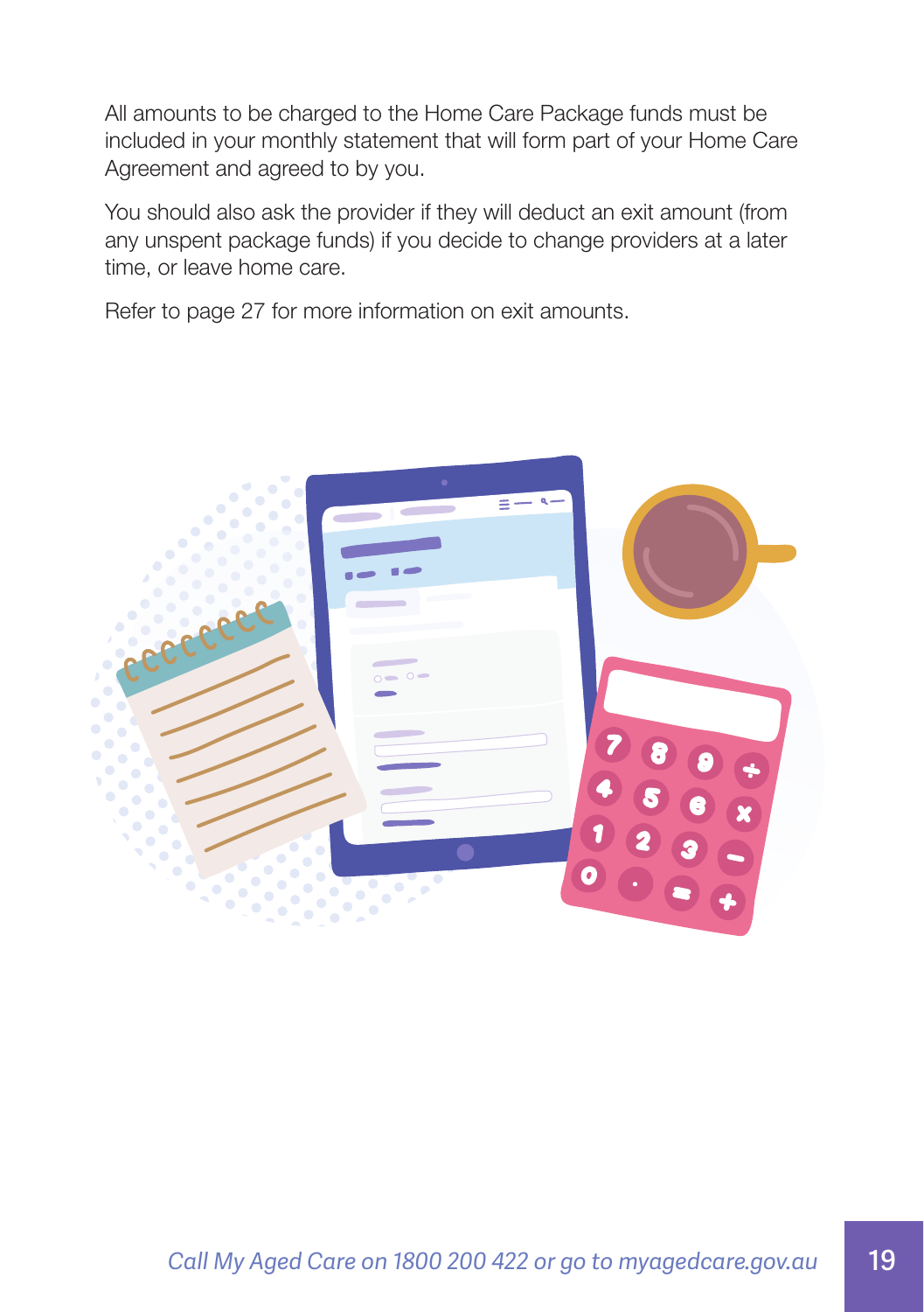All amounts to be charged to the Home Care Package funds must be included in your monthly statement that will form part of your Home Care Agreement and agreed to by you.

You should also ask the provider if they will deduct an exit amount (from any unspent package funds) if you decide to change providers at a later time, or leave home care.

Refer to page 27 for more information on exit amounts.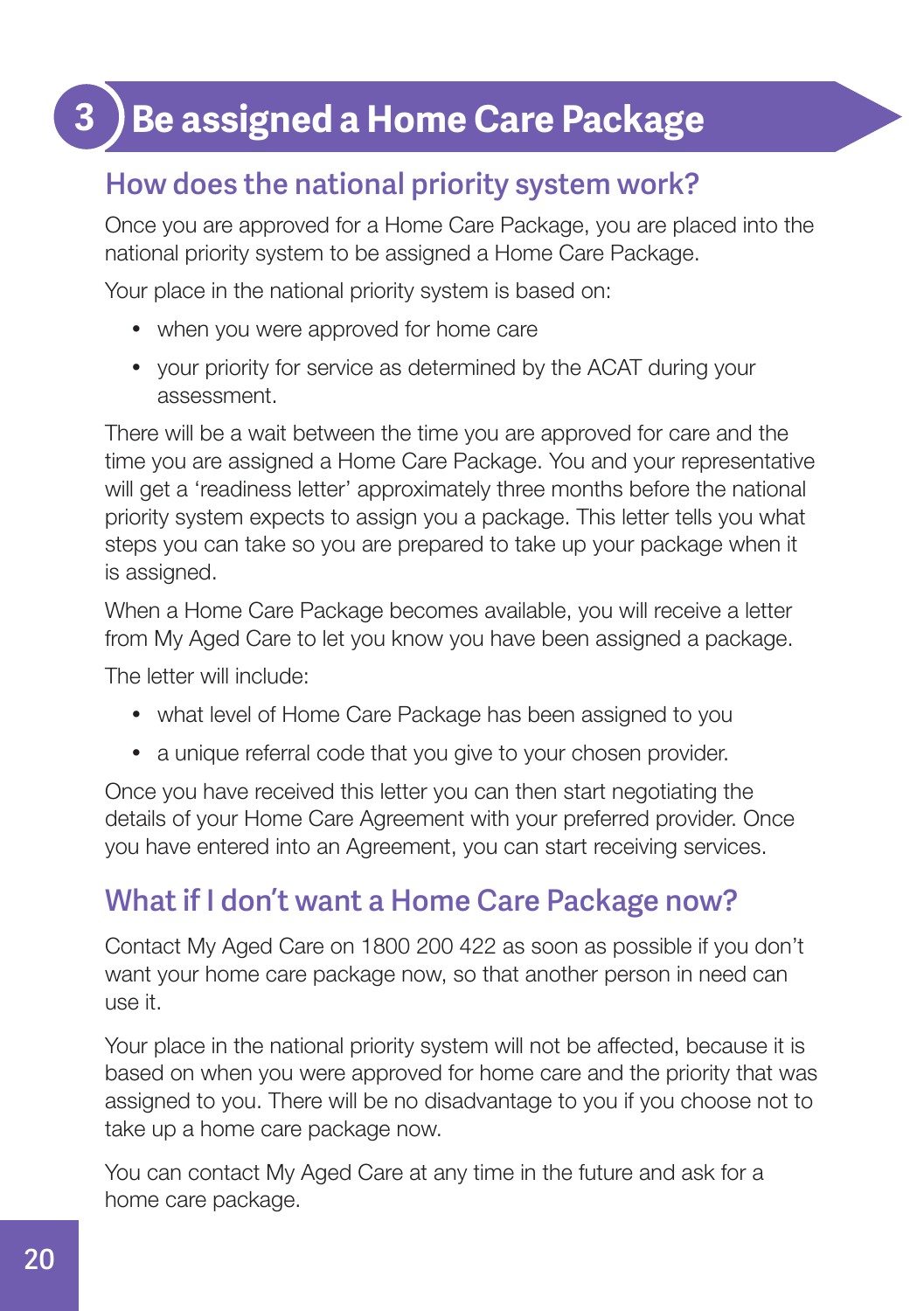# 3 Be assigned a Home Care Package

## How does the national priority system work?

Once you are approved for a Home Care Package, you are placed into the national priority system to be assigned a Home Care Package.

Your place in the national priority system is based on:

- when you were approved for home care
- your priority for service as determined by the ACAT during your assessment.

There will be a wait between the time you are approved for care and the time you are assigned a Home Care Package. You and your representative will get a 'readiness letter' approximately three months before the national priority system expects to assign you a package. This letter tells you what steps you can take so you are prepared to take up your package when it is assigned.

When a Home Care Package becomes available, you will receive a letter from My Aged Care to let you know you have been assigned a package.

The letter will include:

- what level of Home Care Package has been assigned to you
- a unique referral code that you give to your chosen provider.

Once you have received this letter you can then start negotiating the details of your Home Care Agreement with your preferred provider. Once you have entered into an Agreement, you can start receiving services.

## What if I don't want a Home Care Package now?

Contact My Aged Care on 1800 200 422 as soon as possible if you don't want your home care package now, so that another person in need can use it.

Your place in the national priority system will not be affected, because it is based on when you were approved for home care and the priority that was assigned to you. There will be no disadvantage to you if you choose not to take up a home care package now.

You can contact My Aged Care at any time in the future and ask for a home care package.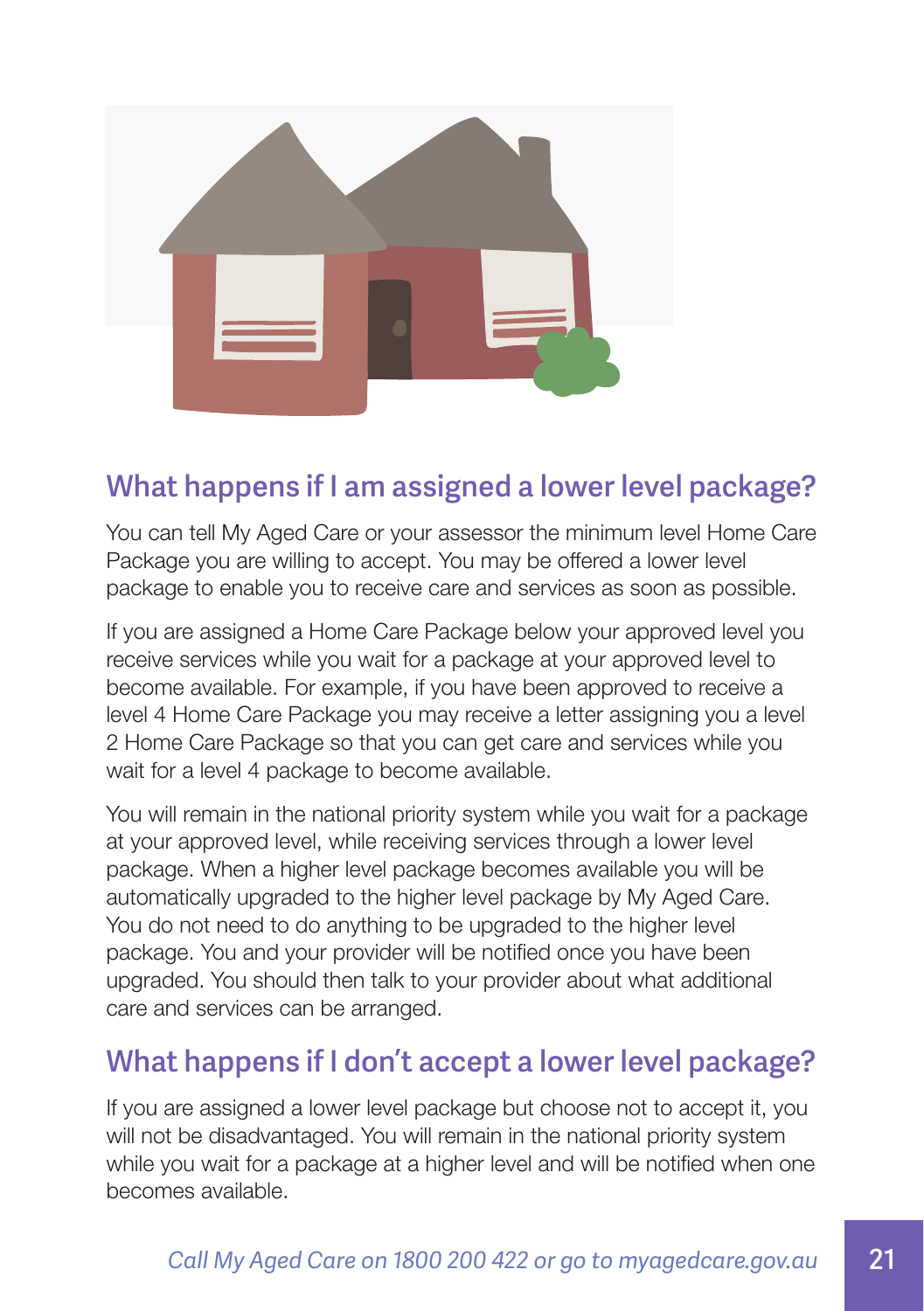## What happens if I am assigned a lower level package?

You can tell My Aged Care or your assessor the minimum level Home Care Package you are willing to accept. You may be offered a lower level package to enable you to receive care and services as soon as possible.

If you are assigned a Home Care Package below your approved level you receive services while you wait for a package at your approved level to become available. For example, if you have been approved to receive a level 4 Home Care Package you may receive a letter assigning you a level 2 Home Care Package so that you can get care and services while you wait for a level 4 package to become available.

You will remain in the national priority system while you wait for a package at your approved level, while receiving services through a lower level package. When a higher level package becomes available you will be automatically upgraded to the higher level package by My Aged Care. You do not need to do anything to be upgraded to the higher level package. You and your provider will be notified once you have been upgraded. You should then talk to your provider about what additional care and services can be arranged.

## What happens if I don't accept a lower level package?

If you are assigned a lower level package but choose not to accept it, you will not be disadvantaged. You will remain in the national priority system while you wait for a package at a higher level and will be notified when one becomes available.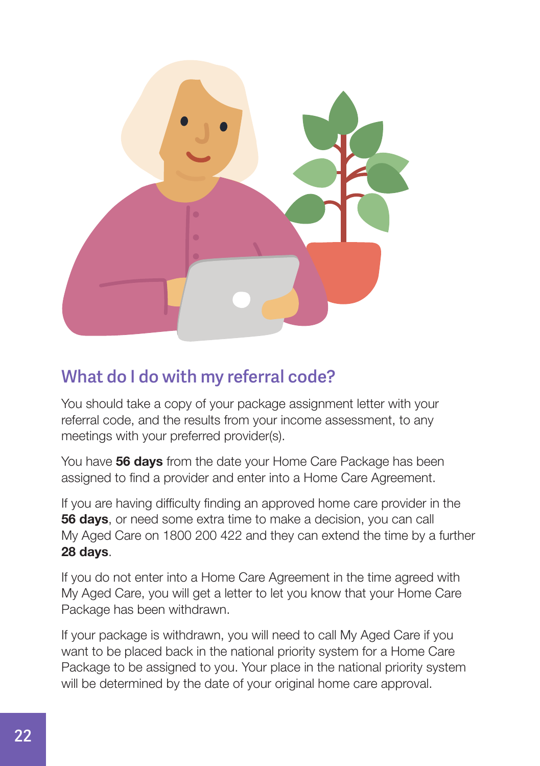## What do I do with my referral code?

You should take a copy of your package assignment letter with your referral code, and the results from your income assessment, to any meetings with your preferred provider(s).

You have **56 days** from the date your Home Care Package has been assigned to find a provider and enter into a Home Care Agreement.

If you are having difficulty finding an approved home care provider in the **56 days**, or need some extra time to make a decision, you can call My Aged Care on 1800 200 422 and they can extend the time by a further **28 days**.

If you do not enter into a Home Care Agreement in the time agreed with My Aged Care, you will get a letter to let you know that your Home Care Package has been withdrawn.

If your package is withdrawn, you will need to call My Aged Care if you want to be placed back in the national priority system for a Home Care Package to be assigned to you. Your place in the national priority system will be determined by the date of your original home care approval.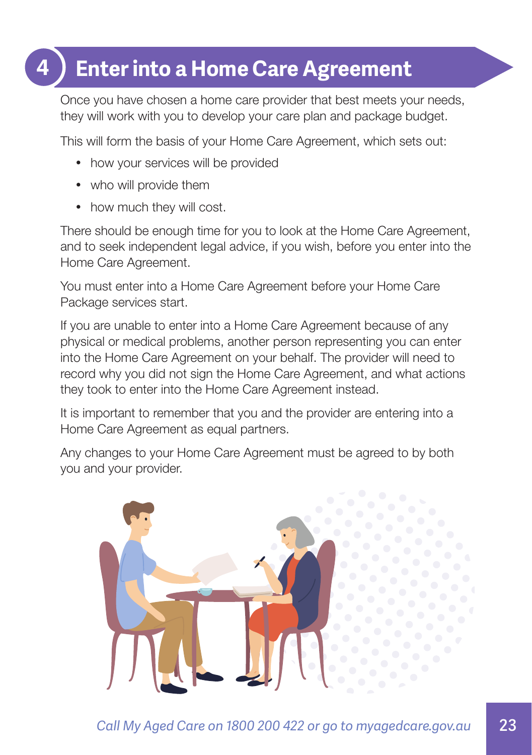# 4 Enter into a Home Care Agreement

Once you have chosen a home care provider that best meets your needs, they will work with you to develop your care plan and package budget.

This will form the basis of your Home Care Agreement, which sets out:

- how your services will be provided
- who will provide them
- how much they will cost.

There should be enough time for you to look at the Home Care Agreement, and to seek independent legal advice, if you wish, before you enter into the Home Care Agreement.

You must enter into a Home Care Agreement before your Home Care Package services start.

If you are unable to enter into a Home Care Agreement because of any physical or medical problems, another person representing you can enter into the Home Care Agreement on your behalf. The provider will need to record why you did not sign the Home Care Agreement, and what actions they took to enter into the Home Care Agreement instead.

It is important to remember that you and the provider are entering into a Home Care Agreement as equal partners.

Any changes to your Home Care Agreement must be agreed to by both you and your provider.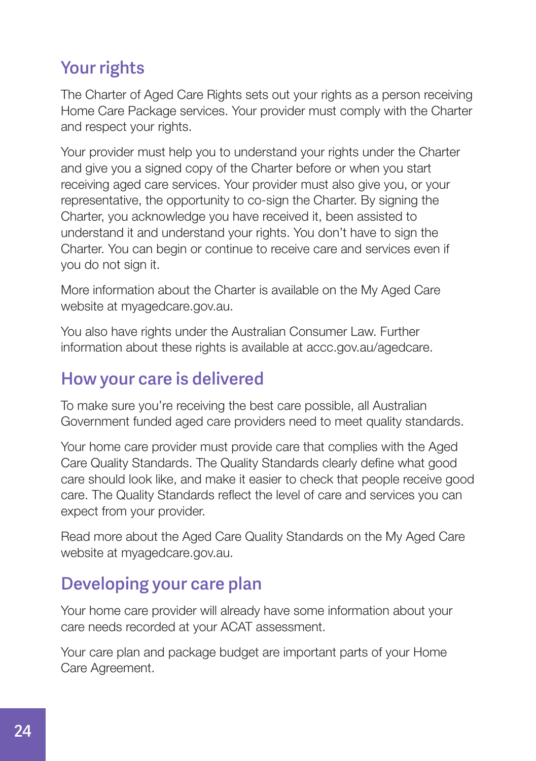## Your rights

The Charter of Aged Care Rights sets out your rights as a person receiving Home Care Package services. Your provider must comply with the Charter and respect your rights.

Your provider must help you to understand your rights under the Charter and give you a signed copy of the Charter before or when you start receiving aged care services. Your provider must also give you, or your representative, the opportunity to co-sign the Charter. By signing the Charter, you acknowledge you have received it, been assisted to understand it and understand your rights. You don't have to sign the Charter. You can begin or continue to receive care and services even if you do not sign it.

More information about the Charter is available on the My Aged Care website at myagedcare.gov.au.

You also have rights under the Australian Consumer Law. Further information about these rights is available at accc.gov.au/agedcare.

## How your care is delivered

To make sure you're receiving the best care possible, all Australian Government funded aged care providers need to meet quality standards.

Your home care provider must provide care that complies with the Aged Care Quality Standards. The Quality Standards clearly define what good care should look like, and make it easier to check that people receive good care. The Quality Standards reflect the level of care and services you can expect from your provider.

Read more about the Aged Care Quality Standards on the My Aged Care website at myagedcare.gov.au.

## Developing your care plan

Your home care provider will already have some information about your care needs recorded at your ACAT assessment.

Your care plan and package budget are important parts of your Home Care Agreement.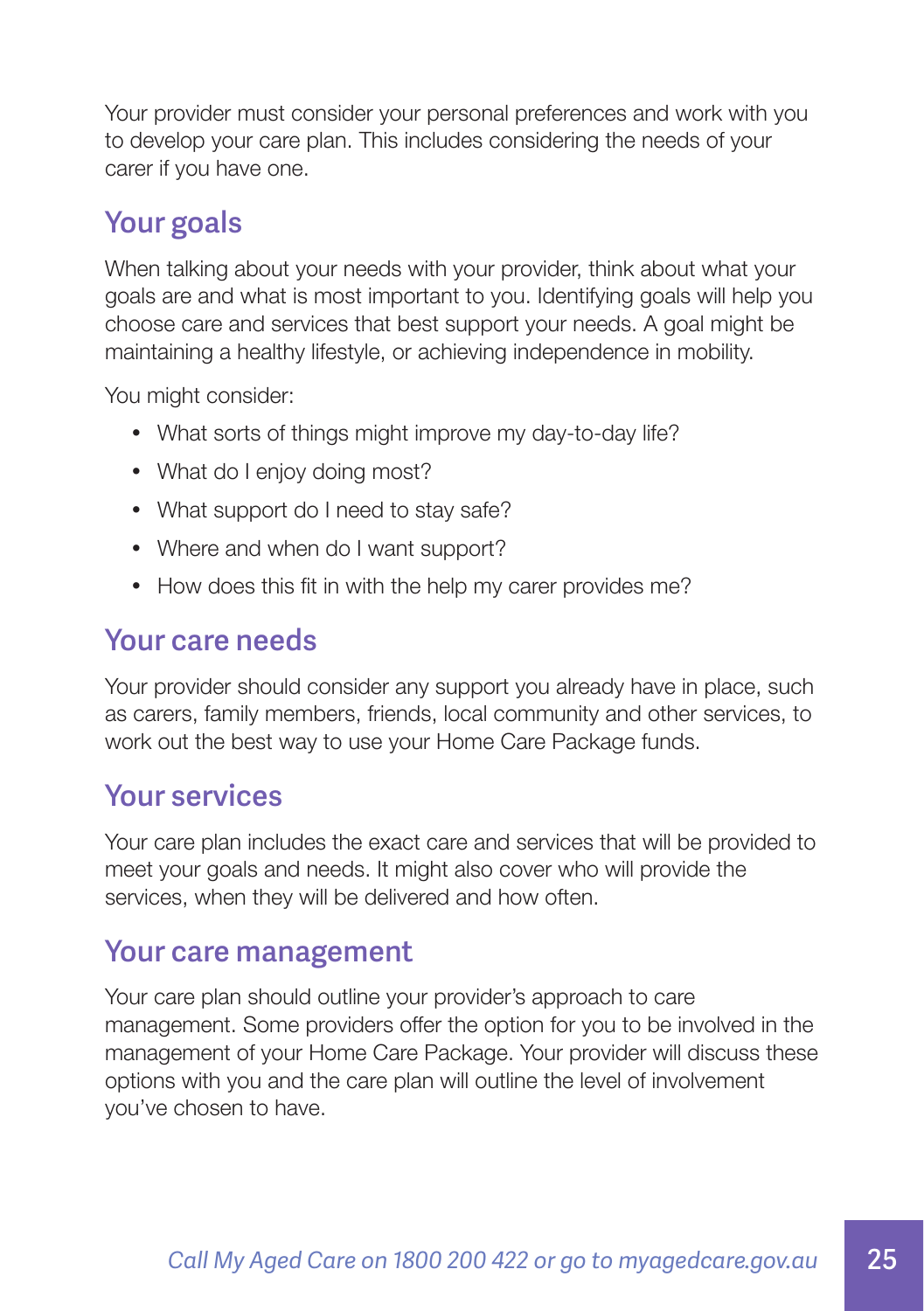Your provider must consider your personal preferences and work with you to develop your care plan. This includes considering the needs of your carer if you have one.

## Your goals

When talking about your needs with your provider, think about what your goals are and what is most important to you. Identifying goals will help you choose care and services that best support your needs. A goal might be maintaining a healthy lifestyle, or achieving independence in mobility.

You might consider:

- What sorts of things might improve my day-to-day life?
- What do I enjoy doing most?
- What support do I need to stay safe?
- Where and when do I want support?
- How does this fit in with the help my carer provides me?

## Your care needs

Your provider should consider any support you already have in place, such as carers, family members, friends, local community and other services, to work out the best way to use your Home Care Package funds.

## Your services

Your care plan includes the exact care and services that will be provided to meet your goals and needs. It might also cover who will provide the services, when they will be delivered and how often.

## Your care management

Your care plan should outline your provider's approach to care management. Some providers offer the option for you to be involved in the management of your Home Care Package. Your provider will discuss these options with you and the care plan will outline the level of involvement you've chosen to have.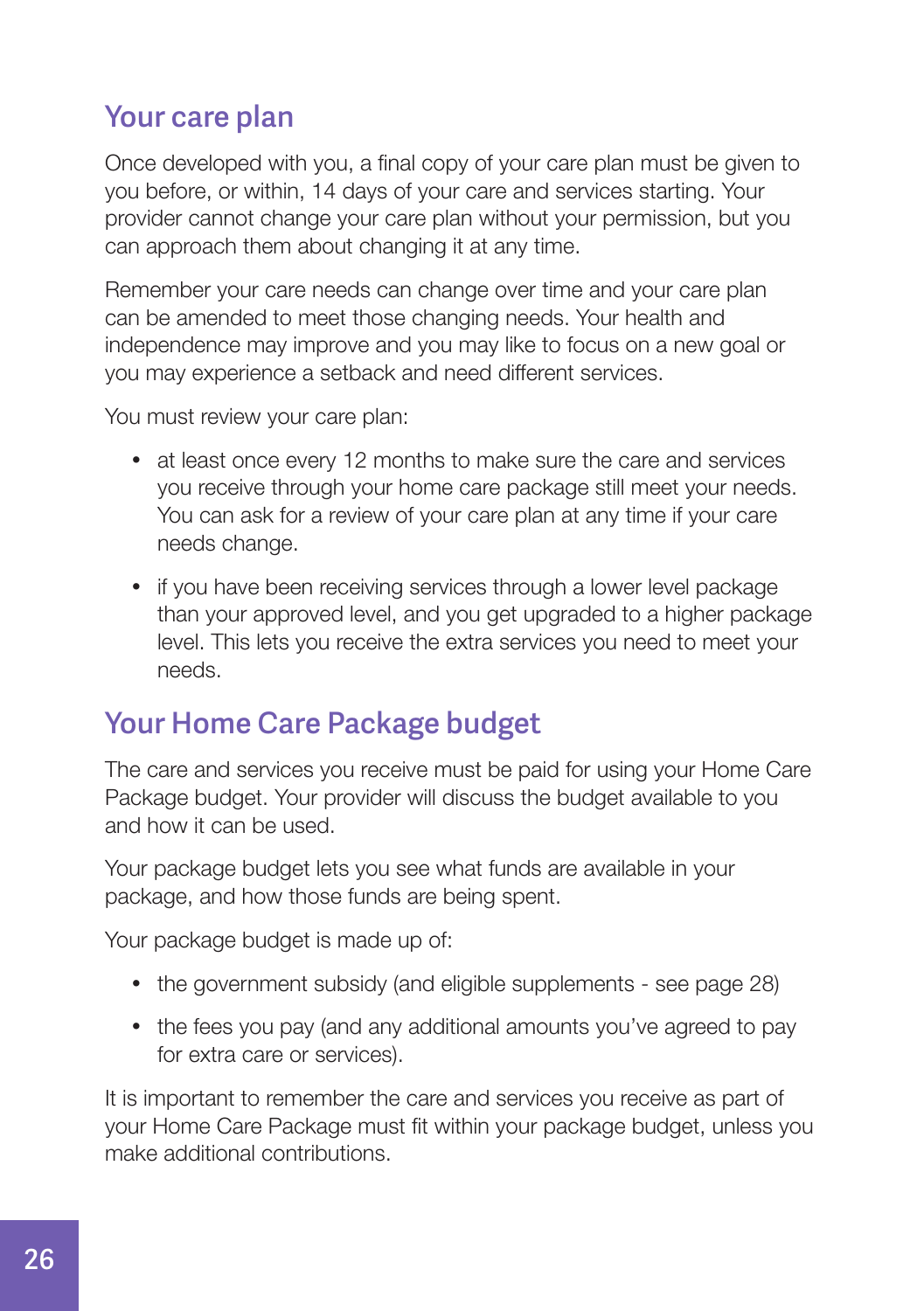## Your care plan

Once developed with you, a final copy of your care plan must be given to you before, or within, 14 days of your care and services starting. Your provider cannot change your care plan without your permission, but you can approach them about changing it at any time.

Remember your care needs can change over time and your care plan can be amended to meet those changing needs. Your health and independence may improve and you may like to focus on a new goal or you may experience a setback and need different services.

You must review your care plan:

- at least once every 12 months to make sure the care and services you receive through your home care package still meet your needs. You can ask for a review of your care plan at any time if your care needs change.
- if you have been receiving services through a lower level package than your approved level, and you get upgraded to a higher package level. This lets you receive the extra services you need to meet your needs.

## Your Home Care Package budget

The care and services you receive must be paid for using your Home Care Package budget. Your provider will discuss the budget available to you and how it can be used.

Your package budget lets you see what funds are available in your package, and how those funds are being spent.

Your package budget is made up of:

- the government subsidy (and eligible supplements - see page 28)
- the fees you pay (and any additional amounts you've agreed to pay for extra care or services).

It is important to remember the care and services you receive as part of your Home Care Package must fit within your package budget, unless you make additional contributions.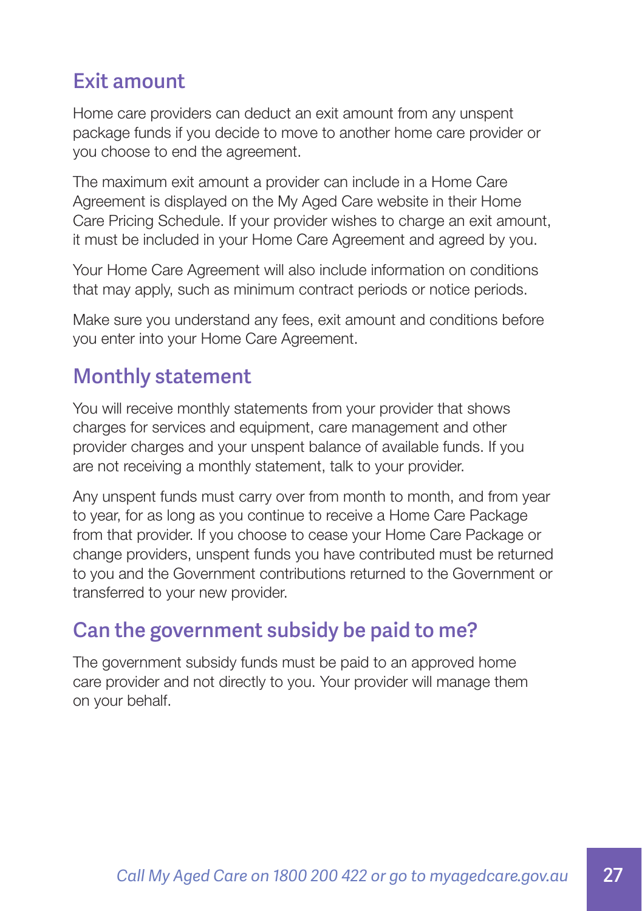## Exit amount

Home care providers can deduct an exit amount from any unspent package funds if you decide to move to another home care provider or you choose to end the agreement.

The maximum exit amount a provider can include in a Home Care Agreement is displayed on the My Aged Care website in their Home Care Pricing Schedule. If your provider wishes to charge an exit amount, it must be included in your Home Care Agreement and agreed by you.

Your Home Care Agreement will also include information on conditions that may apply, such as minimum contract periods or notice periods.

Make sure you understand any fees, exit amount and conditions before you enter into your Home Care Agreement.

## Monthly statement

You will receive monthly statements from your provider that shows charges for services and equipment, care management and other provider charges and your unspent balance of available funds. If you are not receiving a monthly statement, talk to your provider.

Any unspent funds must carry over from month to month, and from year to year, for as long as you continue to receive a Home Care Package from that provider. If you choose to cease your Home Care Package or change providers, unspent funds you have contributed must be returned to you and the Government contributions returned to the Government or transferred to your new provider.

## Can the government subsidy be paid to me?

The government subsidy funds must be paid to an approved home care provider and not directly to you. Your provider will manage them on your behalf.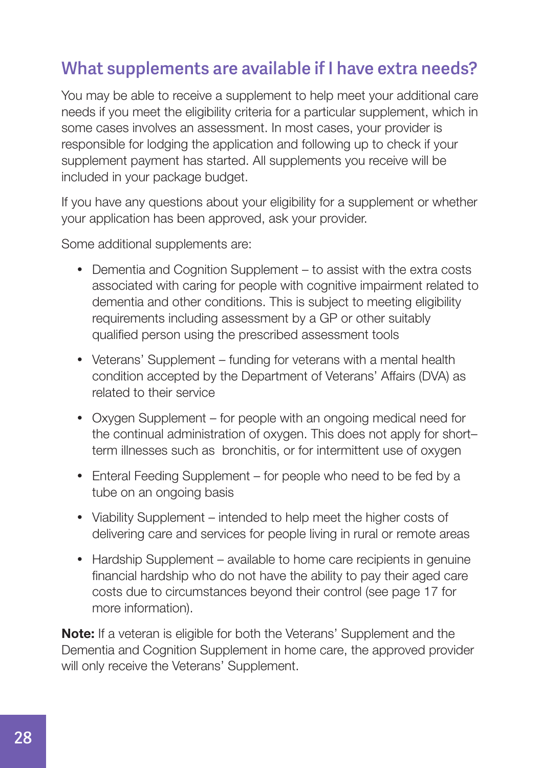## What supplements are available if I have extra needs?

You may be able to receive a supplement to help meet your additional care needs if you meet the eligibility criteria for a particular supplement, which in some cases involves an assessment. In most cases, your provider is responsible for lodging the application and following up to check if your supplement payment has started. All supplements you receive will be included in your package budget.

If you have any questions about your eligibility for a supplement or whether your application has been approved, ask your provider.

Some additional supplements are:

- Dementia and Cognition Supplement – to assist with the extra costs associated with caring for people with cognitive impairment related to dementia and other conditions. This is subject to meeting eligibility requirements including assessment by a GP or other suitably qualified person using the prescribed assessment tools
- Veterans' Supplement – funding for veterans with a mental health condition accepted by the Department of Veterans' Affairs (DVA) as related to their service
- Oxygen Supplement – for people with an ongoing medical need for the continual administration of oxygen. This does not apply for short–term illnesses such as bronchitis, or for intermittent use of oxygen
- Enteral Feeding Supplement – for people who need to be fed by a tube on an ongoing basis
- Viability Supplement – intended to help meet the higher costs of delivering care and services for people living in rural or remote areas
- Hardship Supplement – available to home care recipients in genuine financial hardship who do not have the ability to pay their aged care costs due to circumstances beyond their control (see page 17 for more information).

**Note:** If a veteran is eligible for both the Veterans' Supplement and the Dementia and Cognition Supplement in home care, the approved provider will only receive the Veterans' Supplement.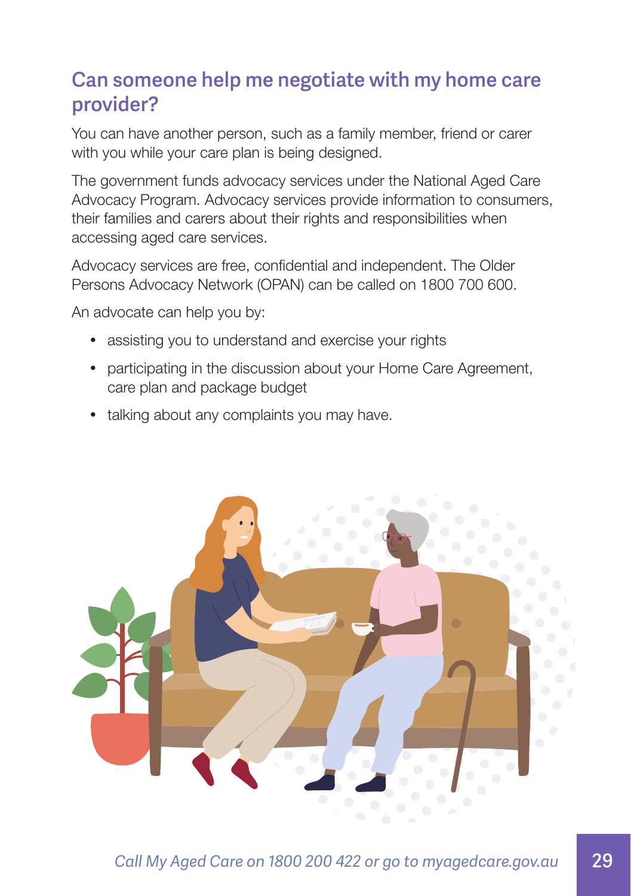## Can someone help me negotiate with my home care provider?

You can have another person, such as a family member, friend or carer with you while your care plan is being designed.

The government funds advocacy services under the National Aged Care Advocacy Program. Advocacy services provide information to consumers, their families and carers about their rights and responsibilities when accessing aged care services.

Advocacy services are free, confidential and independent. The Older Persons Advocacy Network (OPAN) can be called on 1800 700 600.

An advocate can help you by:

- assisting you to understand and exercise your rights
- participating in the discussion about your Home Care Agreement, care plan and package budget
- talking about any complaints you may have.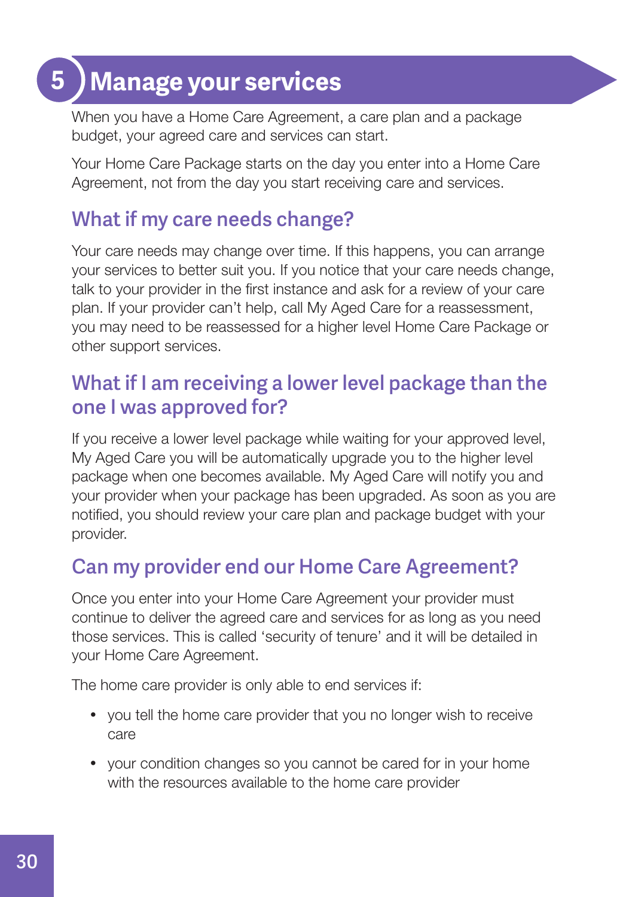# 5 Manage your services

When you have a Home Care Agreement, a care plan and a package budget, your agreed care and services can start.

Your Home Care Package starts on the day you enter into a Home Care Agreement, not from the day you start receiving care and services.

## What if my care needs change?

Your care needs may change over time. If this happens, you can arrange your services to better suit you. If you notice that your care needs change, talk to your provider in the first instance and ask for a review of your care plan. If your provider can't help, call My Aged Care for a reassessment, you may need to be reassessed for a higher level Home Care Package or other support services.

## What if I am receiving a lower level package than the one I was approved for?

If you receive a lower level package while waiting for your approved level, My Aged Care you will be automatically upgrade you to the higher level package when one becomes available. My Aged Care will notify you and your provider when your package has been upgraded. As soon as you are notified, you should review your care plan and package budget with your provider.

## Can my provider end our Home Care Agreement?

Once you enter into your Home Care Agreement your provider must continue to deliver the agreed care and services for as long as you need those services. This is called 'security of tenure' and it will be detailed in your Home Care Agreement.

The home care provider is only able to end services if:

- you tell the home care provider that you no longer wish to receive care
- your condition changes so you cannot be cared for in your home with the resources available to the home care provider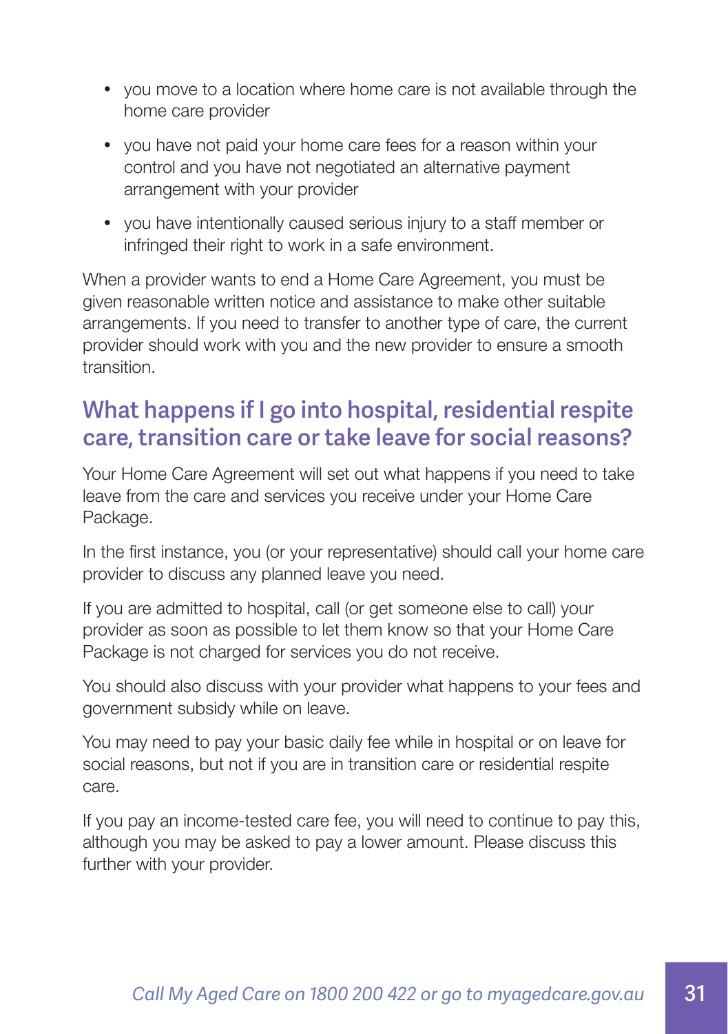- you move to a location where home care is not available through the home care provider
- you have not paid your home care fees for a reason within your control and you have not negotiated an alternative payment arrangement with your provider
- you have intentionally caused serious injury to a staff member or infringed their right to work in a safe environment.

When a provider wants to end a Home Care Agreement, you must be given reasonable written notice and assistance to make other suitable arrangements. If you need to transfer to another type of care, the current provider should work with you and the new provider to ensure a smooth transition.

## What happens if I go into hospital, residential respite care, transition care or take leave for social reasons?

Your Home Care Agreement will set out what happens if you need to take leave from the care and services you receive under your Home Care Package.

In the first instance, you (or your representative) should call your home care provider to discuss any planned leave you need.

If you are admitted to hospital, call (or get someone else to call) your provider as soon as possible to let them know so that your Home Care Package is not charged for services you do not receive.

You should also discuss with your provider what happens to your fees and government subsidy while on leave.

You may need to pay your basic daily fee while in hospital or on leave for social reasons, but not if you are in transition care or residential respite care.

If you pay an income-tested care fee, you will need to continue to pay this, although you may be asked to pay a lower amount. Please discuss this further with your provider.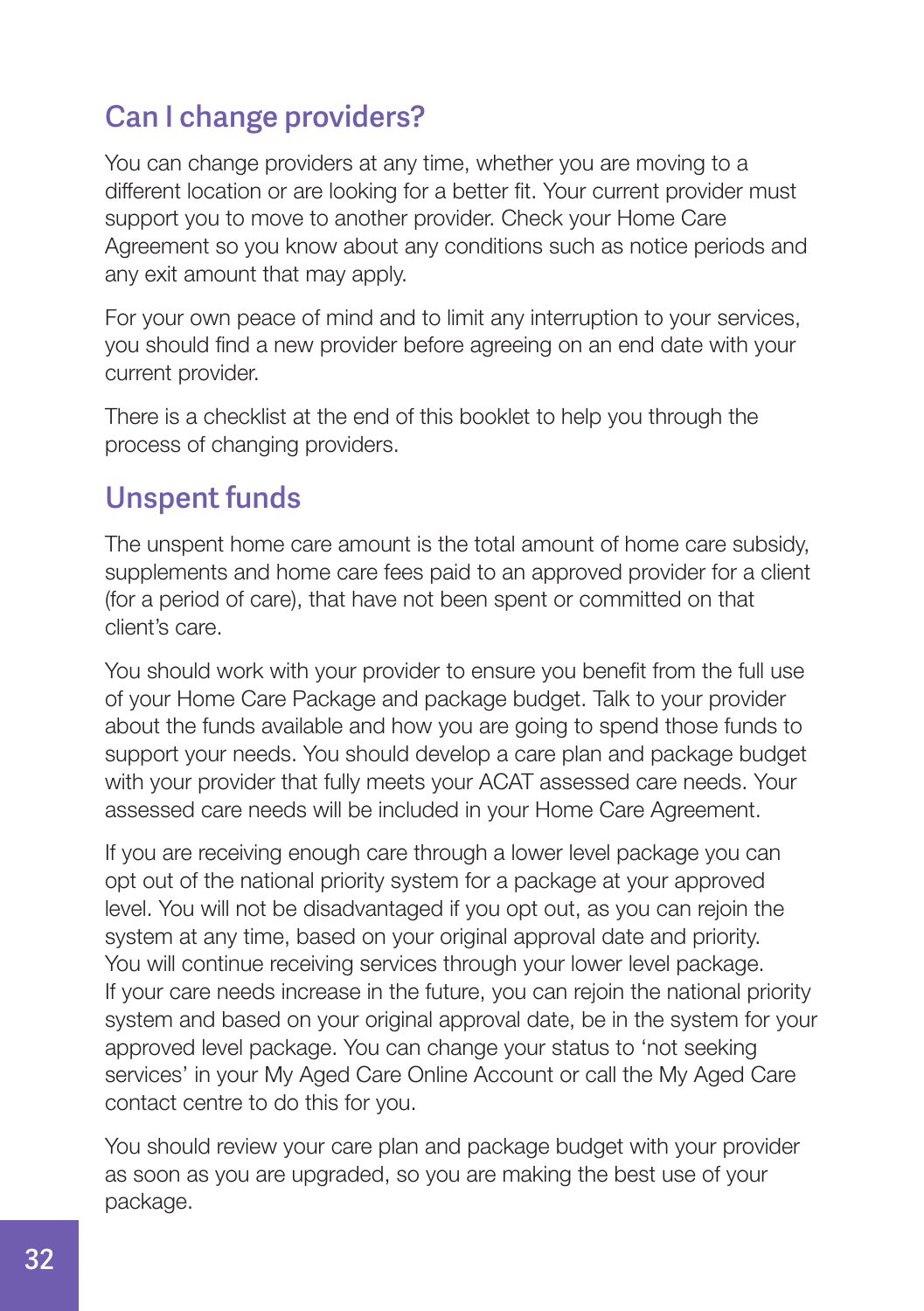## Can I change providers?

You can change providers at any time, whether you are moving to a different location or are looking for a better fit. Your current provider must support you to move to another provider. Check your Home Care Agreement so you know about any conditions such as notice periods and any exit amount that may apply.

For your own peace of mind and to limit any interruption to your services, you should find a new provider before agreeing on an end date with your current provider.

There is a checklist at the end of this booklet to help you through the process of changing providers.

## Unspent funds

The unspent home care amount is the total amount of home care subsidy, supplements and home care fees paid to an approved provider for a client (for a period of care), that have not been spent or committed on that client's care.

You should work with your provider to ensure you benefit from the full use of your Home Care Package and package budget. Talk to your provider about the funds available and how you are going to spend those funds to support your needs. You should develop a care plan and package budget with your provider that fully meets your ACAT assessed care needs. Your assessed care needs will be included in your Home Care Agreement.

If you are receiving enough care through a lower level package you can opt out of the national priority system for a package at your approved level. You will not be disadvantaged if you opt out, as you can rejoin the system at any time, based on your original approval date and priority. You will continue receiving services through your lower level package. If your care needs increase in the future, you can rejoin the national priority system and based on your original approval date, be in the system for your approved level package. You can change your status to 'not seeking services' in your My Aged Care Online Account or call the My Aged Care contact centre to do this for you.

You should review your care plan and package budget with your provider as soon as you are upgraded, so you are making the best use of your package.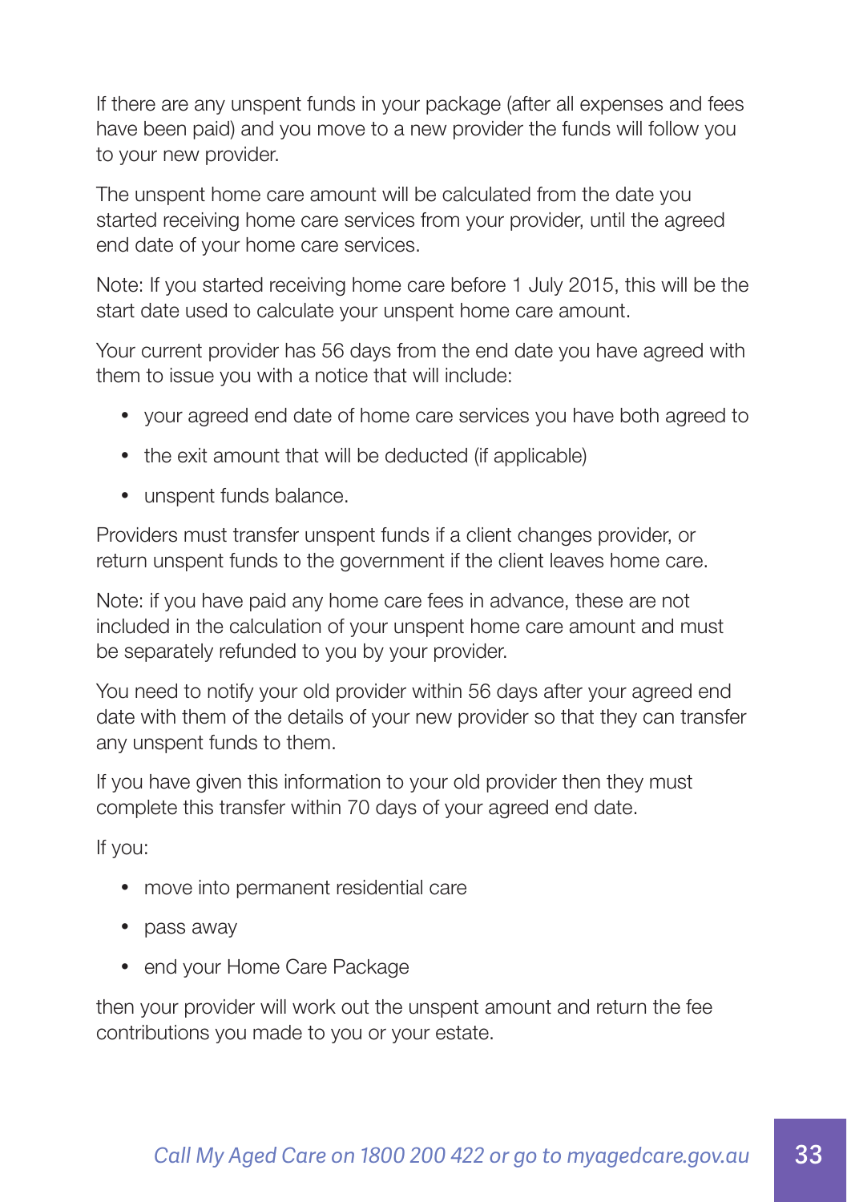If there are any unspent funds in your package (after all expenses and fees have been paid) and you move to a new provider the funds will follow you to your new provider.

The unspent home care amount will be calculated from the date you started receiving home care services from your provider, until the agreed end date of your home care services.

Note: If you started receiving home care before 1 July 2015, this will be the start date used to calculate your unspent home care amount.

Your current provider has 56 days from the end date you have agreed with them to issue you with a notice that will include:

- your agreed end date of home care services you have both agreed to
- the exit amount that will be deducted (if applicable)
- unspent funds balance.

Providers must transfer unspent funds if a client changes provider, or return unspent funds to the government if the client leaves home care.

Note: if you have paid any home care fees in advance, these are not included in the calculation of your unspent home care amount and must be separately refunded to you by your provider.

You need to notify your old provider within 56 days after your agreed end date with them of the details of your new provider so that they can transfer any unspent funds to them.

If you have given this information to your old provider then they must complete this transfer within 70 days of your agreed end date.

If you:

- move into permanent residential care
- pass away
- end your Home Care Package

then your provider will work out the unspent amount and return the fee contributions you made to you or your estate.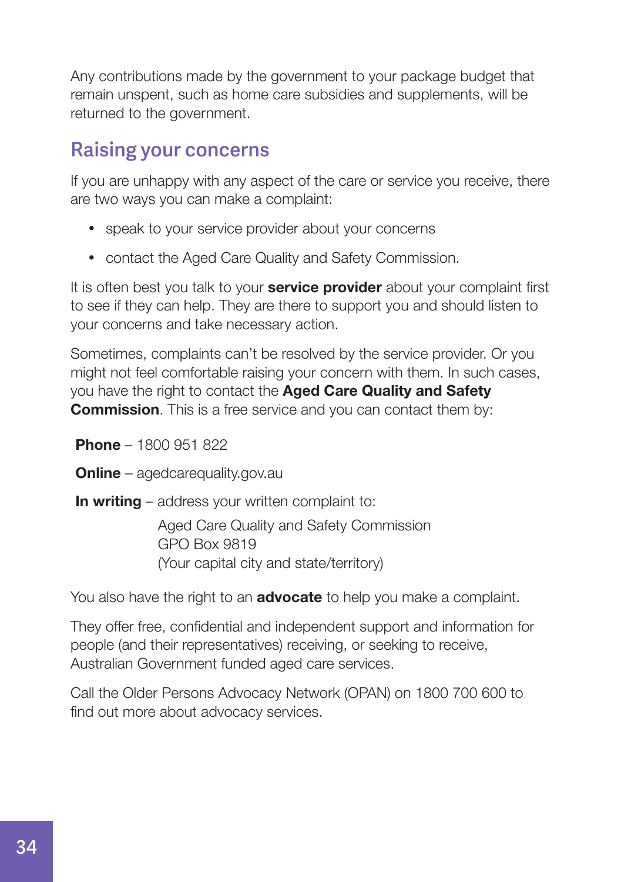Any contributions made by the government to your package budget that remain unspent, such as home care subsidies and supplements, will be returned to the government.

## Raising your concerns

If you are unhappy with any aspect of the care or service you receive, there are two ways you can make a complaint:

- speak to your service provider about your concerns
- contact the Aged Care Quality and Safety Commission.

It is often best you talk to your **service provider** about your complaint first to see if they can help. They are there to support you and should listen to your concerns and take necessary action.

Sometimes, complaints can't be resolved by the service provider. Or you might not feel comfortable raising your concern with them. In such cases, you have the right to contact the **Aged Care Quality and Safety Commission**. This is a free service and you can contact them by:

**Phone** – 1800 951 822

**Online** – agedcarequality.gov.au

**In writing** – address your written complaint to:

Aged Care Quality and Safety Commission
GPO Box 9819
(Your capital city and state/territory)

You also have the right to an **advocate** to help you make a complaint.

They offer free, confidential and independent support and information for people (and their representatives) receiving, or seeking to receive, Australian Government funded aged care services.

Call the Older Persons Advocacy Network (OPAN) on 1800 700 600 to find out more about advocacy services.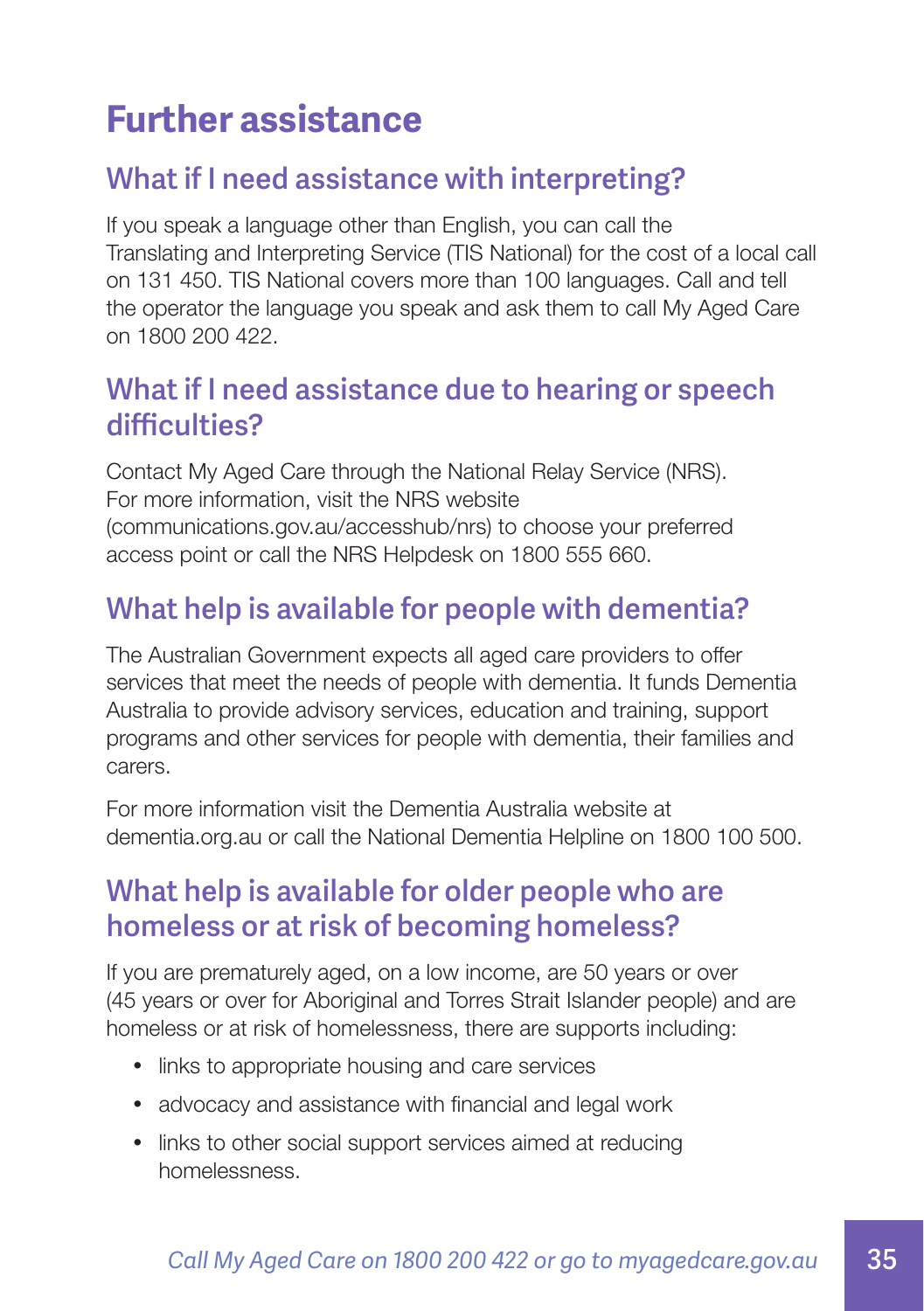# Further assistance

## What if I need assistance with interpreting?

If you speak a language other than English, you can call the Translating and Interpreting Service (TIS National) for the cost of a local call on 131 450. TIS National covers more than 100 languages. Call and tell the operator the language you speak and ask them to call My Aged Care on 1800 200 422.

## What if I need assistance due to hearing or speech difficulties?

Contact My Aged Care through the National Relay Service (NRS). For more information, visit the NRS website (communications.gov.au/accesshub/nrs) to choose your preferred access point or call the NRS Helpdesk on 1800 555 660.

## What help is available for people with dementia?

The Australian Government expects all aged care providers to offer services that meet the needs of people with dementia. It funds Dementia Australia to provide advisory services, education and training, support programs and other services for people with dementia, their families and carers.

For more information visit the Dementia Australia website at dementia.org.au or call the National Dementia Helpline on 1800 100 500.

## What help is available for older people who are homeless or at risk of becoming homeless?

If you are prematurely aged, on a low income, are 50 years or over (45 years or over for Aboriginal and Torres Strait Islander people) and are homeless or at risk of homelessness, there are supports including:

- links to appropriate housing and care services
- advocacy and assistance with financial and legal work
- links to other social support services aimed at reducing homelessness.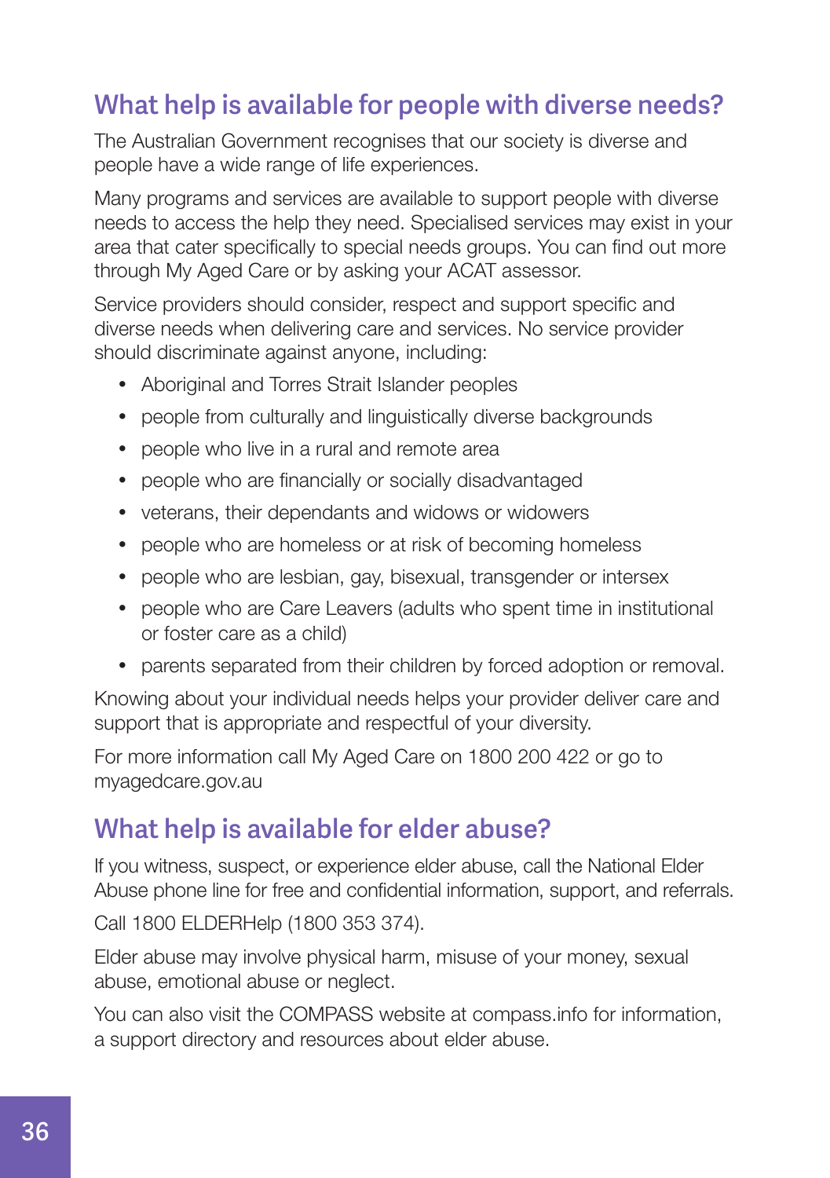## What help is available for people with diverse needs?

The Australian Government recognises that our society is diverse and people have a wide range of life experiences.

Many programs and services are available to support people with diverse needs to access the help they need. Specialised services may exist in your area that cater specifically to special needs groups. You can find out more through My Aged Care or by asking your ACAT assessor.

Service providers should consider, respect and support specific and diverse needs when delivering care and services. No service provider should discriminate against anyone, including:

- Aboriginal and Torres Strait Islander peoples
- people from culturally and linguistically diverse backgrounds
- people who live in a rural and remote area
- people who are financially or socially disadvantaged
- veterans, their dependants and widows or widowers
- people who are homeless or at risk of becoming homeless
- people who are lesbian, gay, bisexual, transgender or intersex
- people who are Care Leavers (adults who spent time in institutional or foster care as a child)
- parents separated from their children by forced adoption or removal.

Knowing about your individual needs helps your provider deliver care and support that is appropriate and respectful of your diversity.

For more information call My Aged Care on 1800 200 422 or go to myagedcare.gov.au

## What help is available for elder abuse?

If you witness, suspect, or experience elder abuse, call the National Elder Abuse phone line for free and confidential information, support, and referrals.

Call 1800 ELDERHelp (1800 353 374).

Elder abuse may involve physical harm, misuse of your money, sexual abuse, emotional abuse or neglect.

You can also visit the COMPASS website at compass.info for information, a support directory and resources about elder abuse.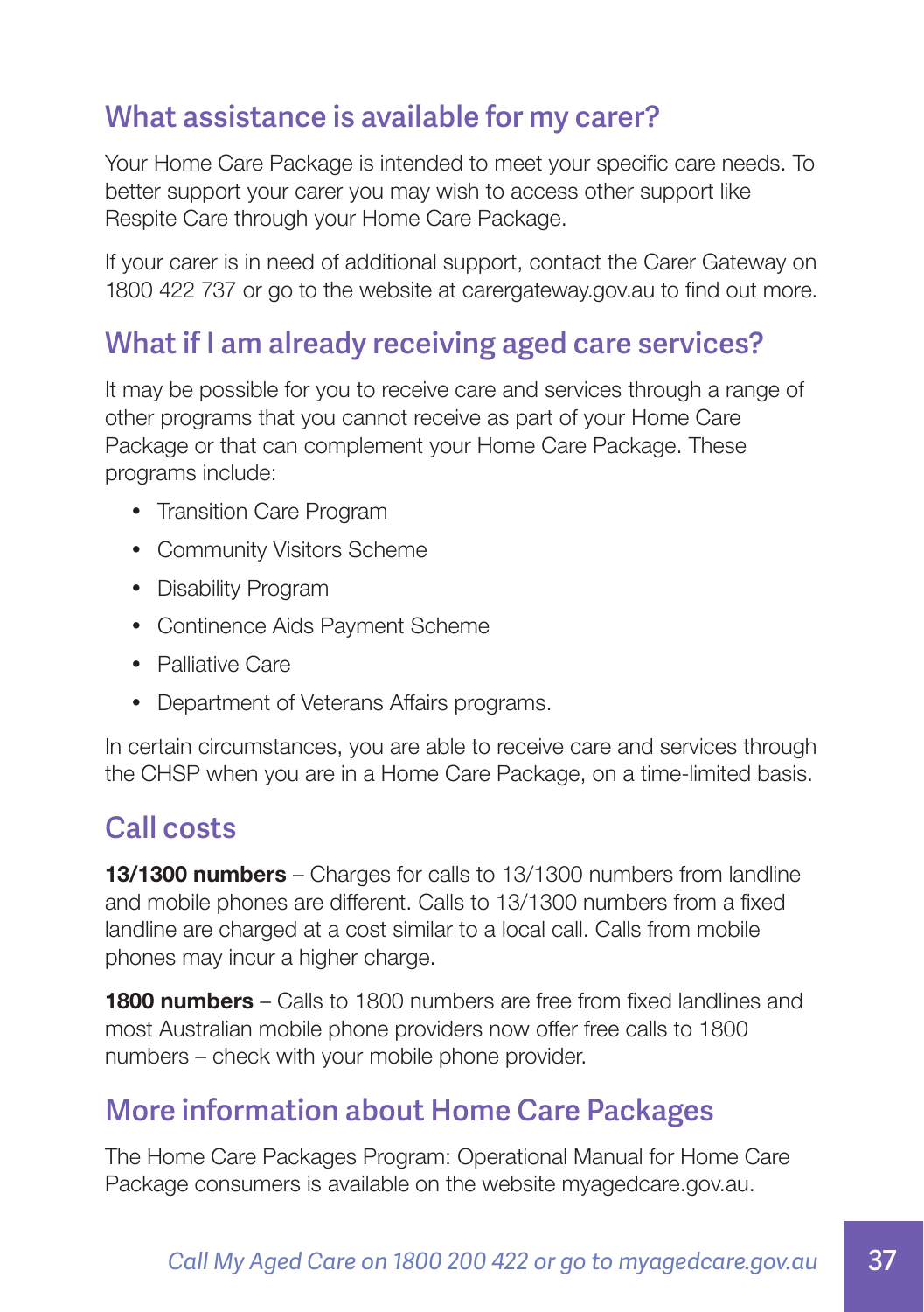## What assistance is available for my carer?

Your Home Care Package is intended to meet your specific care needs. To better support your carer you may wish to access other support like Respite Care through your Home Care Package.

If your carer is in need of additional support, contact the Carer Gateway on 1800 422 737 or go to the website at carergateway.gov.au to find out more.

## What if I am already receiving aged care services?

It may be possible for you to receive care and services through a range of other programs that you cannot receive as part of your Home Care Package or that can complement your Home Care Package. These programs include:

- Transition Care Program
- Community Visitors Scheme
- Disability Program
- Continence Aids Payment Scheme
- Palliative Care
- Department of Veterans Affairs programs.

In certain circumstances, you are able to receive care and services through the CHSP when you are in a Home Care Package, on a time-limited basis.

## Call costs

**13/1300 numbers** – Charges for calls to 13/1300 numbers from landline and mobile phones are different. Calls to 13/1300 numbers from a fixed landline are charged at a cost similar to a local call. Calls from mobile phones may incur a higher charge.

**1800 numbers** – Calls to 1800 numbers are free from fixed landlines and most Australian mobile phone providers now offer free calls to 1800 numbers – check with your mobile phone provider.

## More information about Home Care Packages

The Home Care Packages Program: Operational Manual for Home Care Package consumers is available on the website myagedcare.gov.au.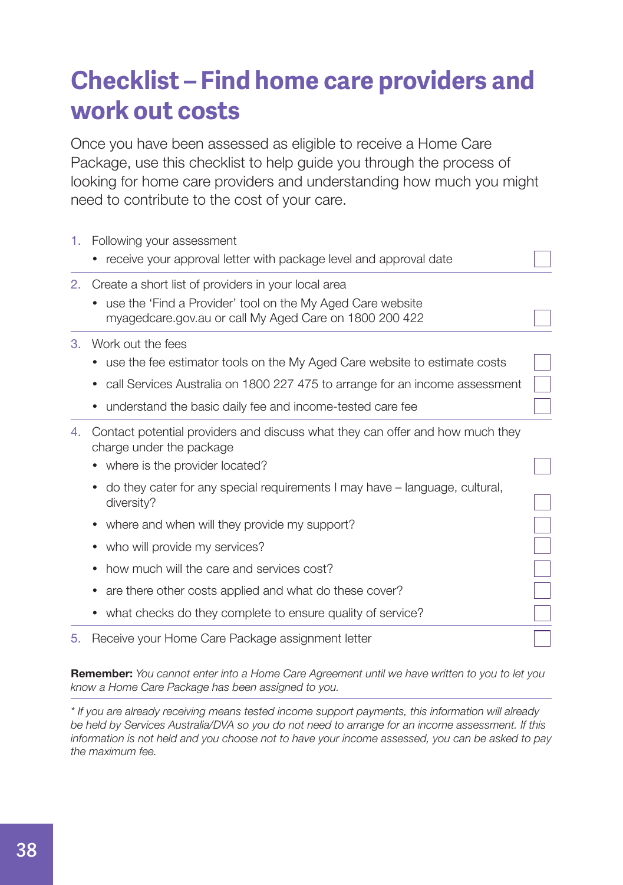# Checklist – Find home care providers and work out costs

Once you have been assessed as eligible to receive a Home Care Package, use this checklist to help guide you through the process of looking for home care providers and understanding how much you might need to contribute to the cost of your care.

1. Following your assessment
   - [ ] receive your approval letter with package level and approval date
2. Create a short list of providers in your local area
   - [ ] use the 'Find a Provider' tool on the My Aged Care website myagedcare.gov.au or call My Aged Care on 1800 200 422
3. Work out the fees
   - [ ] use the fee estimator tools on the My Aged Care website to estimate costs
   - [ ] call Services Australia on 1800 227 475 to arrange for an income assessment
   - [ ] understand the basic daily fee and income-tested care fee
4. Contact potential providers and discuss what they can offer and how much they charge under the package
   - [ ] where is the provider located?
   - [ ] do they cater for any special requirements I may have – language, cultural, diversity?
   - [ ] where and when will they provide my support?
   - [ ] who will provide my services?
   - [ ] how much will the care and services cost?
   - [ ] are there other costs applied and what do these cover?
   - [ ] what checks do they complete to ensure quality of service?
5. [ ] Receive your Home Care Package assignment letter

**Remember:** *You cannot enter into a Home Care Agreement until we have written to you to let you know a Home Care Package has been assigned to you.*

*\* If you are already receiving means tested income support payments, this information will already be held by Services Australia/DVA so you do not need to arrange for an income assessment. If this information is not held and you choose not to have your income assessed, you can be asked to pay the maximum fee.*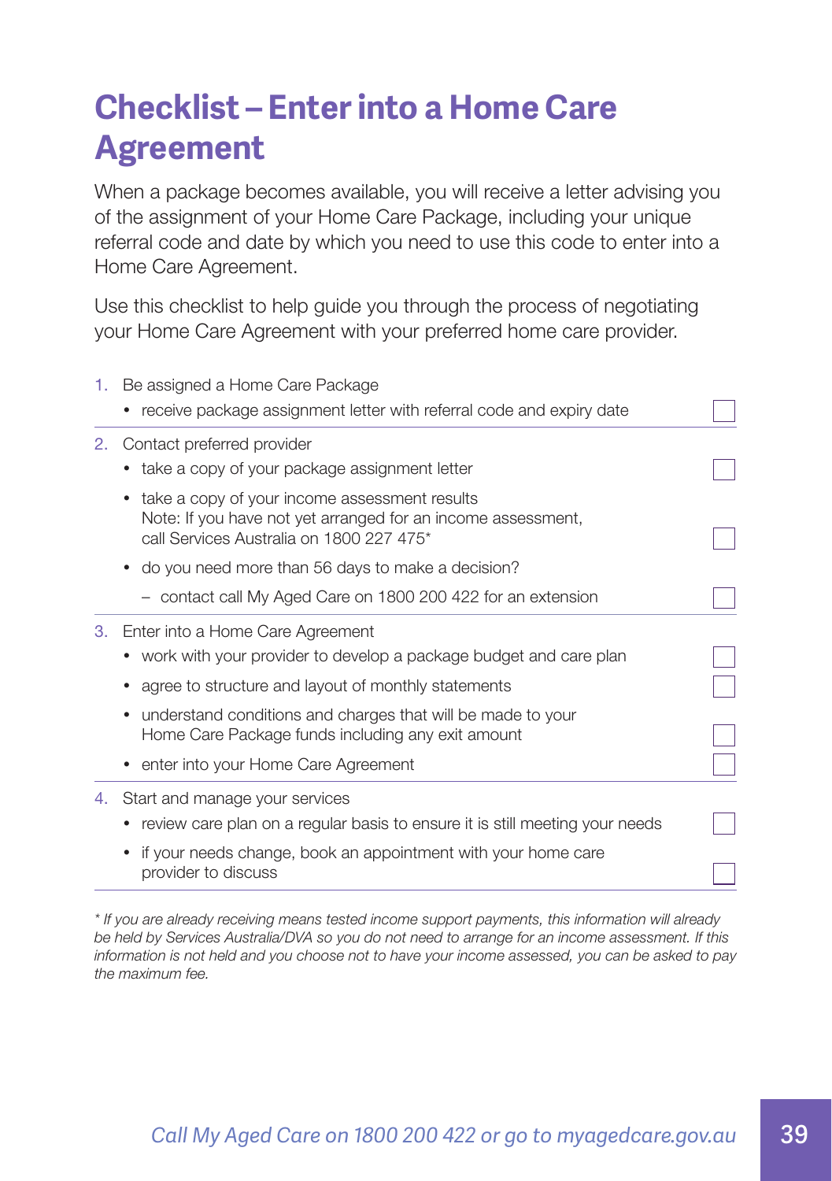# Checklist – Enter into a Home Care Agreement

When a package becomes available, you will receive a letter advising you of the assignment of your Home Care Package, including your unique referral code and date by which you need to use this code to enter into a Home Care Agreement.

Use this checklist to help guide you through the process of negotiating your Home Care Agreement with your preferred home care provider.

1. Be assigned a Home Care Package
   - receive package assignment letter with referral code and expiry date ☐
2. Contact preferred provider
   - take a copy of your package assignment letter ☐
   - take a copy of your income assessment results
     Note: If you have not yet arranged for an income assessment, call Services Australia on 1800 227 475* ☐
   - do you need more than 56 days to make a decision?
     - contact call My Aged Care on 1800 200 422 for an extension ☐
3. Enter into a Home Care Agreement
   - work with your provider to develop a package budget and care plan ☐
   - agree to structure and layout of monthly statements ☐
   - understand conditions and charges that will be made to your Home Care Package funds including any exit amount ☐
   - enter into your Home Care Agreement ☐
4. Start and manage your services
   - review care plan on a regular basis to ensure it is still meeting your needs ☐
   - if your needs change, book an appointment with your home care provider to discuss ☐

*\* If you are already receiving means tested income support payments, this information will already be held by Services Australia/DVA so you do not need to arrange for an income assessment. If this information is not held and you choose not to have your income assessed, you can be asked to pay the maximum fee.*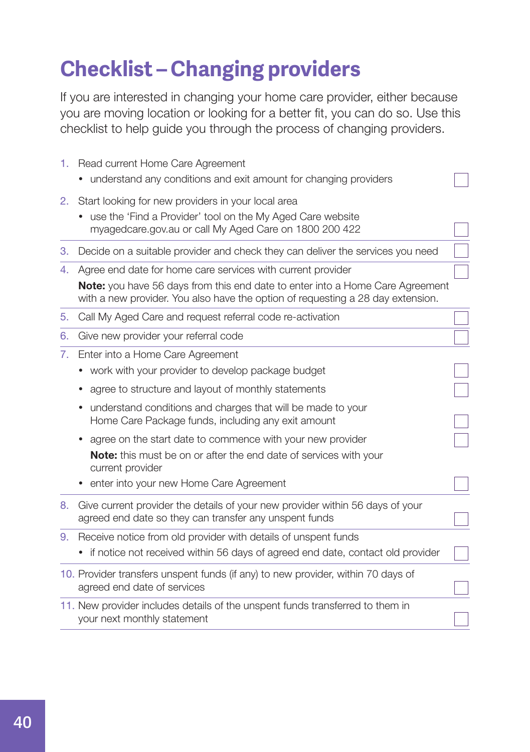# Checklist – Changing providers

If you are interested in changing your home care provider, either because you are moving location or looking for a better fit, you can do so. Use this checklist to help guide you through the process of changing providers.

1. Read current Home Care Agreement
   - understand any conditions and exit amount for changing providers ☐
2. Start looking for new providers in your local area
   - use the 'Find a Provider' tool on the My Aged Care website myagedcare.gov.au or call My Aged Care on 1800 200 422 ☐
3. Decide on a suitable provider and check they can deliver the services you need ☐
4. Agree end date for home care services with current provider ☐

   **Note:** you have 56 days from this end date to enter into a Home Care Agreement with a new provider. You also have the option of requesting a 28 day extension.
5. Call My Aged Care and request referral code re-activation ☐
6. Give new provider your referral code ☐
7. Enter into a Home Care Agreement
   - work with your provider to develop package budget ☐
   - agree to structure and layout of monthly statements ☐
   - understand conditions and charges that will be made to your Home Care Package funds, including any exit amount ☐
   - agree on the start date to commence with your new provider ☐

     **Note:** this must be on or after the end date of services with your current provider
   - enter into your new Home Care Agreement ☐
8. Give current provider the details of your new provider within 56 days of your agreed end date so they can transfer any unspent funds ☐
9. Receive notice from old provider with details of unspent funds
   - if notice not received within 56 days of agreed end date, contact old provider ☐
10. Provider transfers unspent funds (if any) to new provider, within 70 days of agreed end date of services ☐
11. New provider includes details of the unspent funds transferred to them in your next monthly statement ☐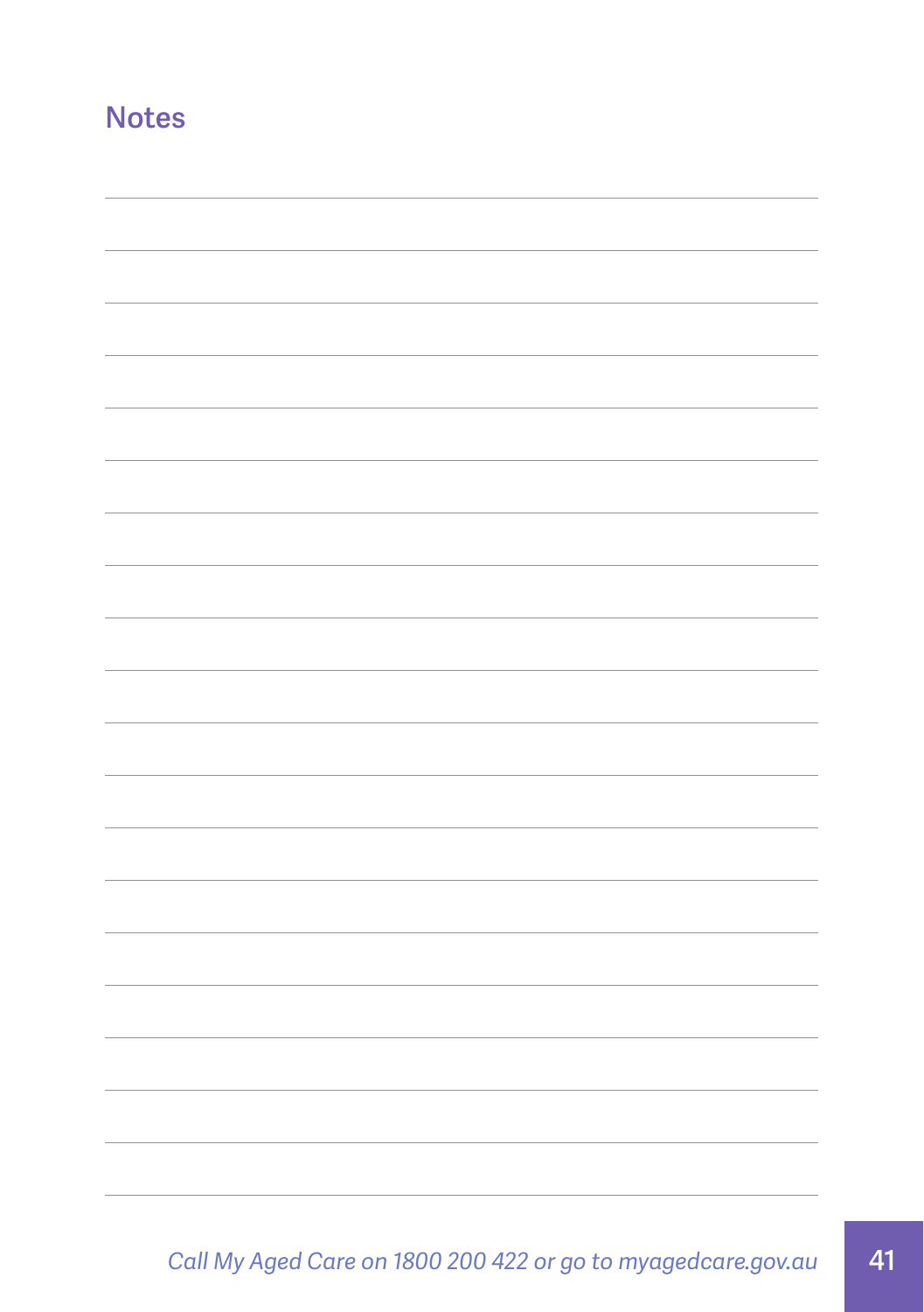## Notes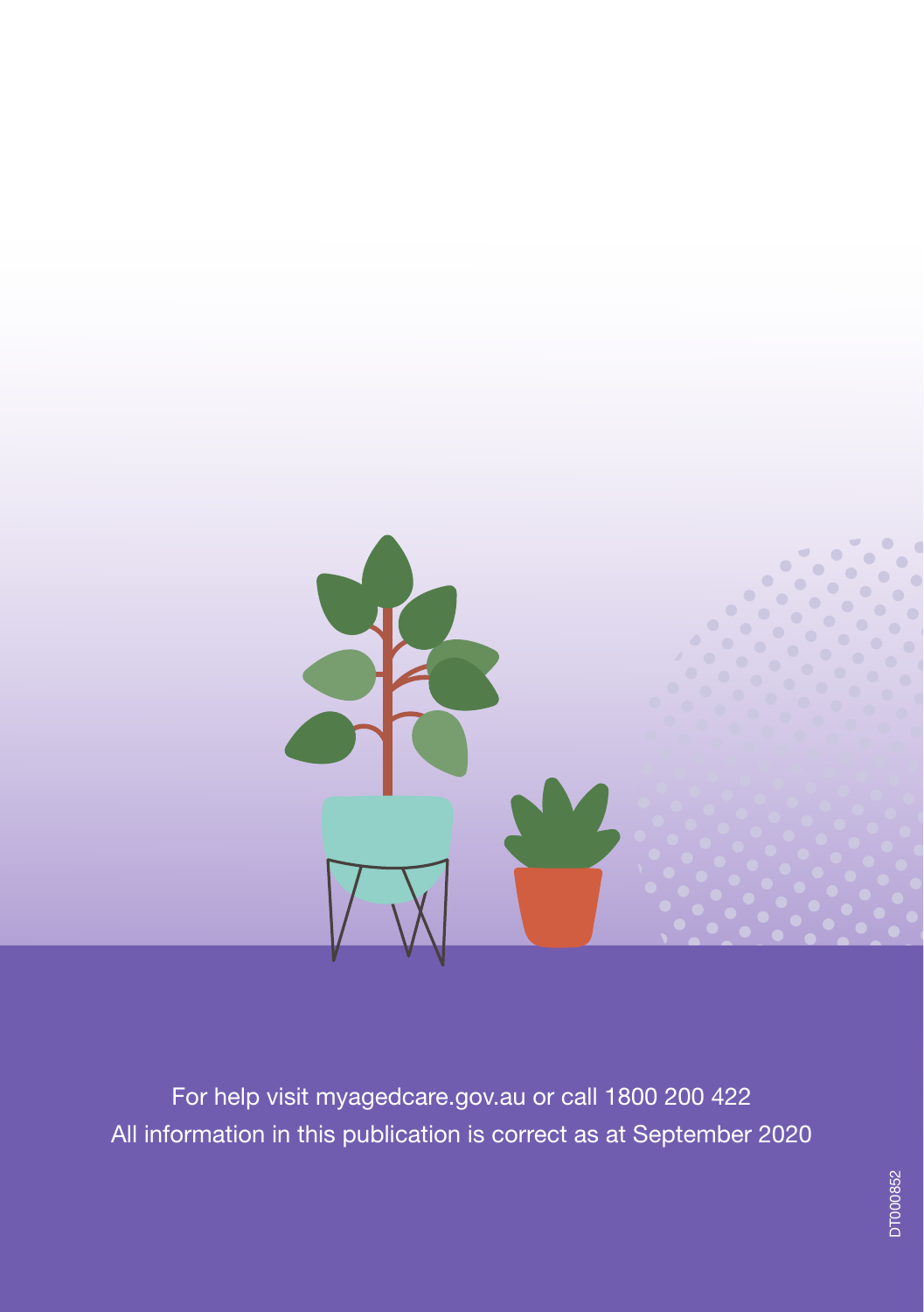For help visit myagedcare.gov.au or call 1800 200 422

All information in this publication is correct as at September 2020

DT000852